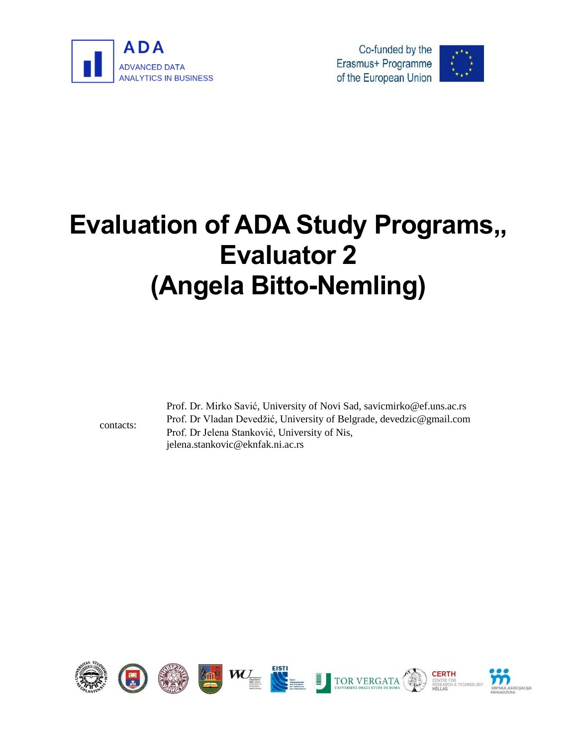ADA

ADVANCED DATA ANALYTICS IN BUSINESS

Co-funded by the Erasmus+ Programme of the European Union

# Evaluation of ADA Study Programs,, Evaluator 2 (Angela Bitto-Nemling)

contacts:

Prof. Dr. Mirko Savić, University of Novi Sad, savicmirko@ef.uns.ac.rs
Prof. Dr Vladan Devedžić, University of Belgrade, devedzic@gmail.com
Prof. Dr Jelena Stanković, University of Nis, jelena.stankovic@eknfak.ni.ac.rs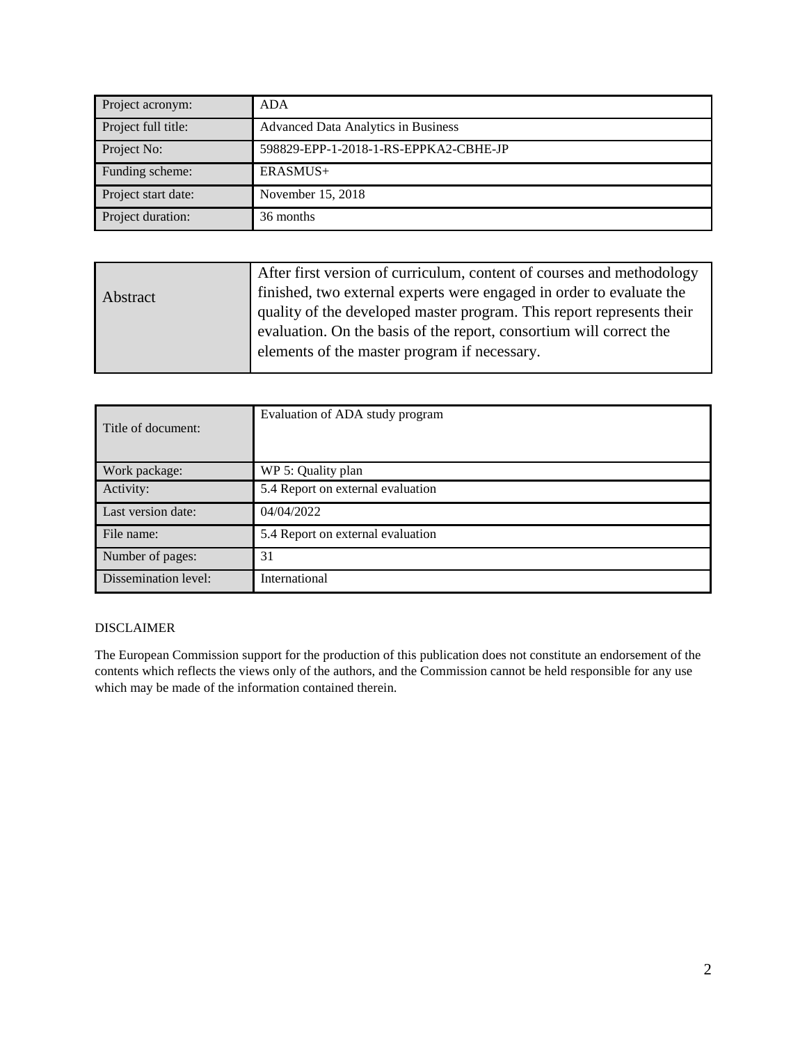| Project acronym: | ADA |
|---|---|
| Project full title: | Advanced Data Analytics in Business |
| Project No: | 598829-EPP-1-2018-1-RS-EPPKA2-CBHE-JP |
| Funding scheme: | ERASMUS+ |
| Project start date: | November 15, 2018 |
| Project duration: | 36 months |

| Abstract | After first version of curriculum, content of courses and methodology finished, two external experts were engaged in order to evaluate the quality of the developed master program. This report represents their evaluation. On the basis of the report, consortium will correct the elements of the master program if necessary. |
|---|---|

| Title of document: | Evaluation of ADA study program |
|---|---|
| Work package: | WP 5: Quality plan |
| Activity: | 5.4 Report on external evaluation |
| Last version date: | 04/04/2022 |
| File name: | 5.4 Report on external evaluation |
| Number of pages: | 31 |
| Dissemination level: | International |

DISCLAIMER

The European Commission support for the production of this publication does not constitute an endorsement of the contents which reflects the views only of the authors, and the Commission cannot be held responsible for any use which may be made of the information contained therein.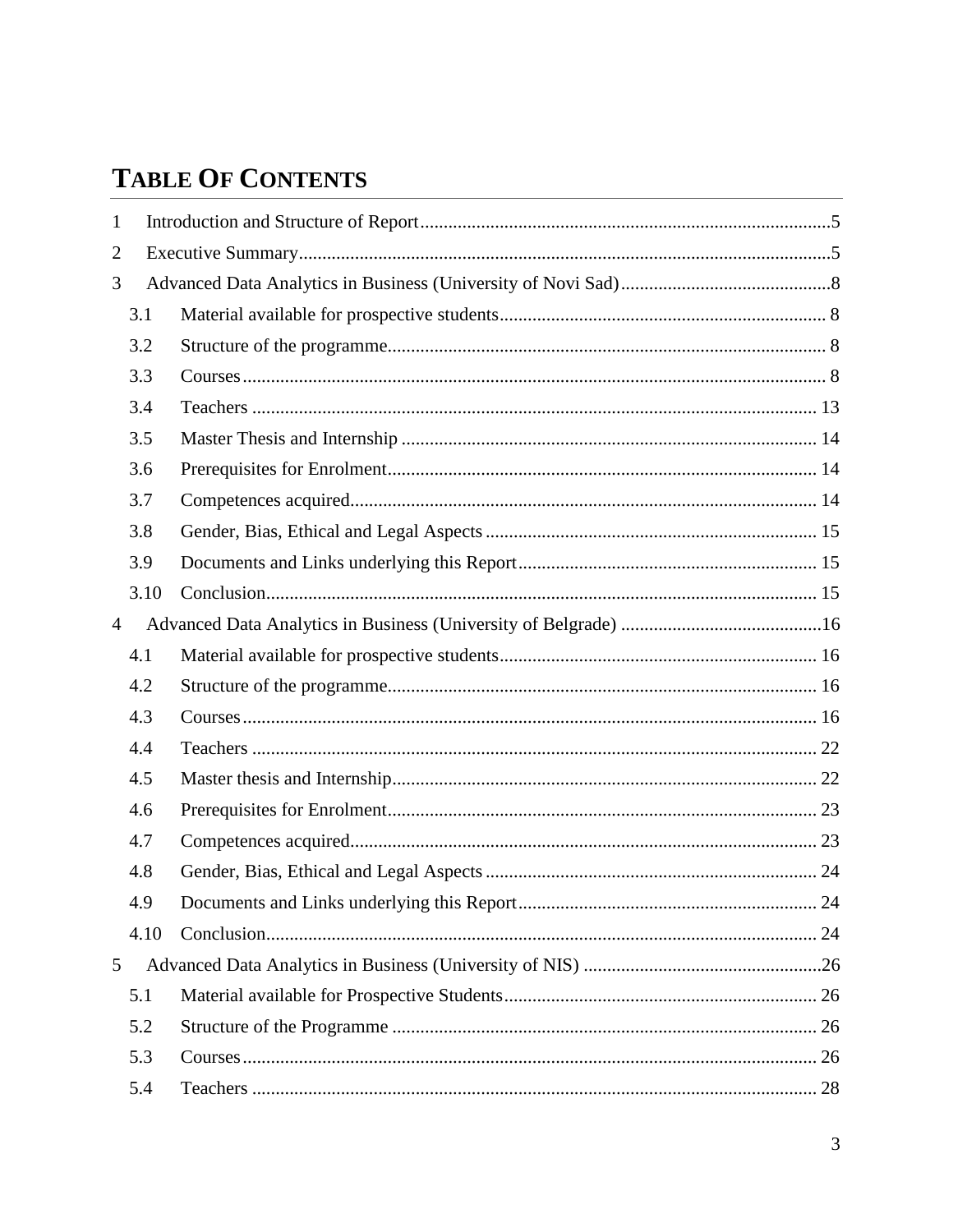# TABLE OF CONTENTS

1 Introduction and Structure of Report ........ 5
2 Executive Summary ........ 5
3 Advanced Data Analytics in Business (University of Novi Sad) ........ 8
  3.1 Material available for prospective students ........ 8
  3.2 Structure of the programme ........ 8
  3.3 Courses ........ 8
  3.4 Teachers ........ 13
  3.5 Master Thesis and Internship ........ 14
  3.6 Prerequisites for Enrolment ........ 14
  3.7 Competences acquired ........ 14
  3.8 Gender, Bias, Ethical and Legal Aspects ........ 15
  3.9 Documents and Links underlying this Report ........ 15
  3.10 Conclusion ........ 15
4 Advanced Data Analytics in Business (University of Belgrade) ........ 16
  4.1 Material available for prospective students ........ 16
  4.2 Structure of the programme ........ 16
  4.3 Courses ........ 16
  4.4 Teachers ........ 22
  4.5 Master thesis and Internship ........ 22
  4.6 Prerequisites for Enrolment ........ 23
  4.7 Competences acquired ........ 23
  4.8 Gender, Bias, Ethical and Legal Aspects ........ 24
  4.9 Documents and Links underlying this Report ........ 24
  4.10 Conclusion ........ 24
5 Advanced Data Analytics in Business (University of NIS) ........ 26
  5.1 Material available for Prospective Students ........ 26
  5.2 Structure of the Programme ........ 26
  5.3 Courses ........ 26
  5.4 Teachers ........ 28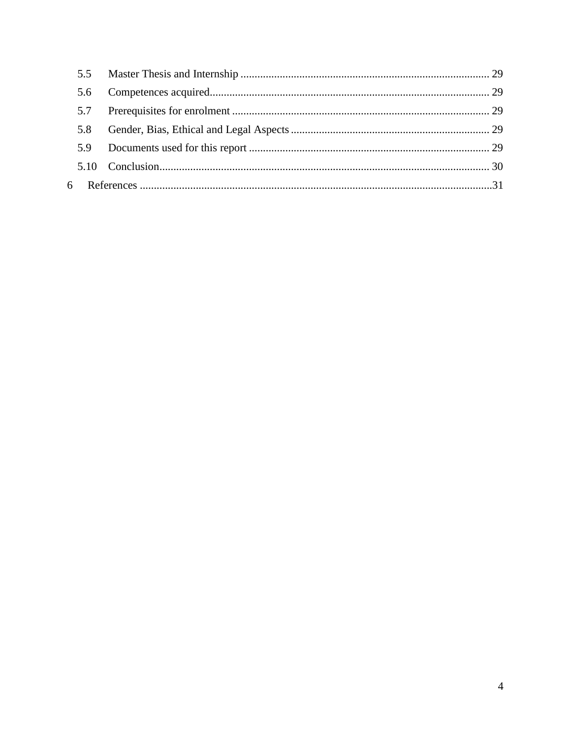- 5.5 Master Thesis and Internship ........................................................................................ 29
- 5.6 Competences acquired................................................................................................... 29
- 5.7 Prerequisites for enrolment ........................................................................................... 29
- 5.8 Gender, Bias, Ethical and Legal Aspects ...................................................................... 29
- 5.9 Documents used for this report ..................................................................................... 29
- 5.10 Conclusion..................................................................................................................... 30

6 References ............................................................................................................................31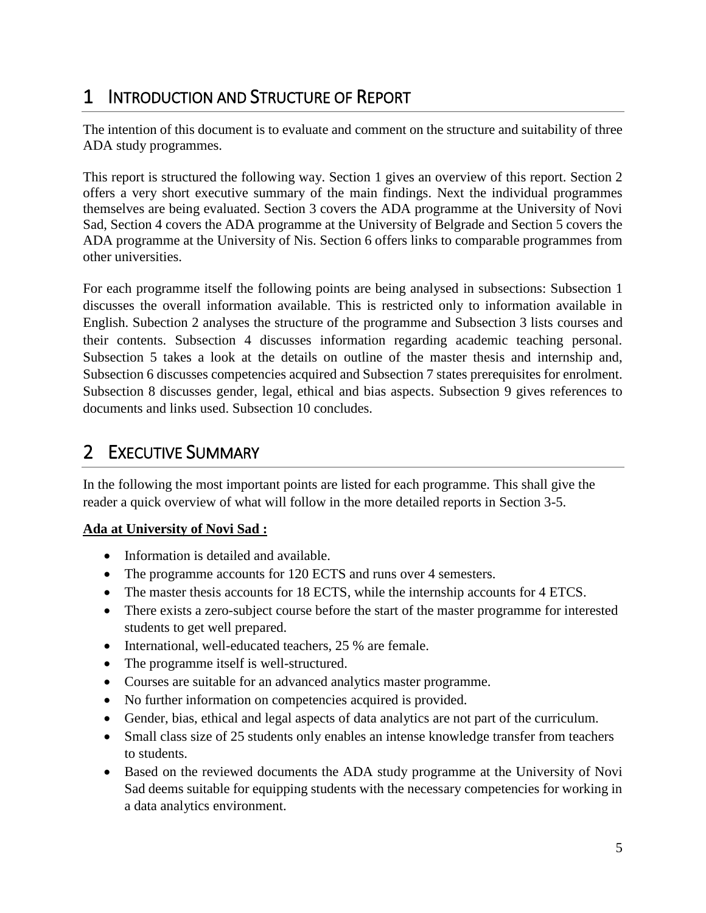# 1 INTRODUCTION AND STRUCTURE OF REPORT

The intention of this document is to evaluate and comment on the structure and suitability of three ADA study programmes.

This report is structured the following way. Section 1 gives an overview of this report. Section 2 offers a very short executive summary of the main findings. Next the individual programmes themselves are being evaluated. Section 3 covers the ADA programme at the University of Novi Sad, Section 4 covers the ADA programme at the University of Belgrade and Section 5 covers the ADA programme at the University of Nis. Section 6 offers links to comparable programmes from other universities.

For each programme itself the following points are being analysed in subsections: Subsection 1 discusses the overall information available. This is restricted only to information available in English. Subection 2 analyses the structure of the programme and Subsection 3 lists courses and their contents. Subsection 4 discusses information regarding academic teaching personal. Subsection 5 takes a look at the details on outline of the master thesis and internship and, Subsection 6 discusses competencies acquired and Subsection 7 states prerequisites for enrolment. Subsection 8 discusses gender, legal, ethical and bias aspects. Subsection 9 gives references to documents and links used. Subsection 10 concludes.

# 2 EXECUTIVE SUMMARY

In the following the most important points are listed for each programme. This shall give the reader a quick overview of what will follow in the more detailed reports in Section 3-5.

**Ada at University of Novi Sad :**

- Information is detailed and available.
- The programme accounts for 120 ECTS and runs over 4 semesters.
- The master thesis accounts for 18 ECTS, while the internship accounts for 4 ETCS.
- There exists a zero-subject course before the start of the master programme for interested students to get well prepared.
- International, well-educated teachers, 25 % are female.
- The programme itself is well-structured.
- Courses are suitable for an advanced analytics master programme.
- No further information on competencies acquired is provided.
- Gender, bias, ethical and legal aspects of data analytics are not part of the curriculum.
- Small class size of 25 students only enables an intense knowledge transfer from teachers to students.
- Based on the reviewed documents the ADA study programme at the University of Novi Sad deems suitable for equipping students with the necessary competencies for working in a data analytics environment.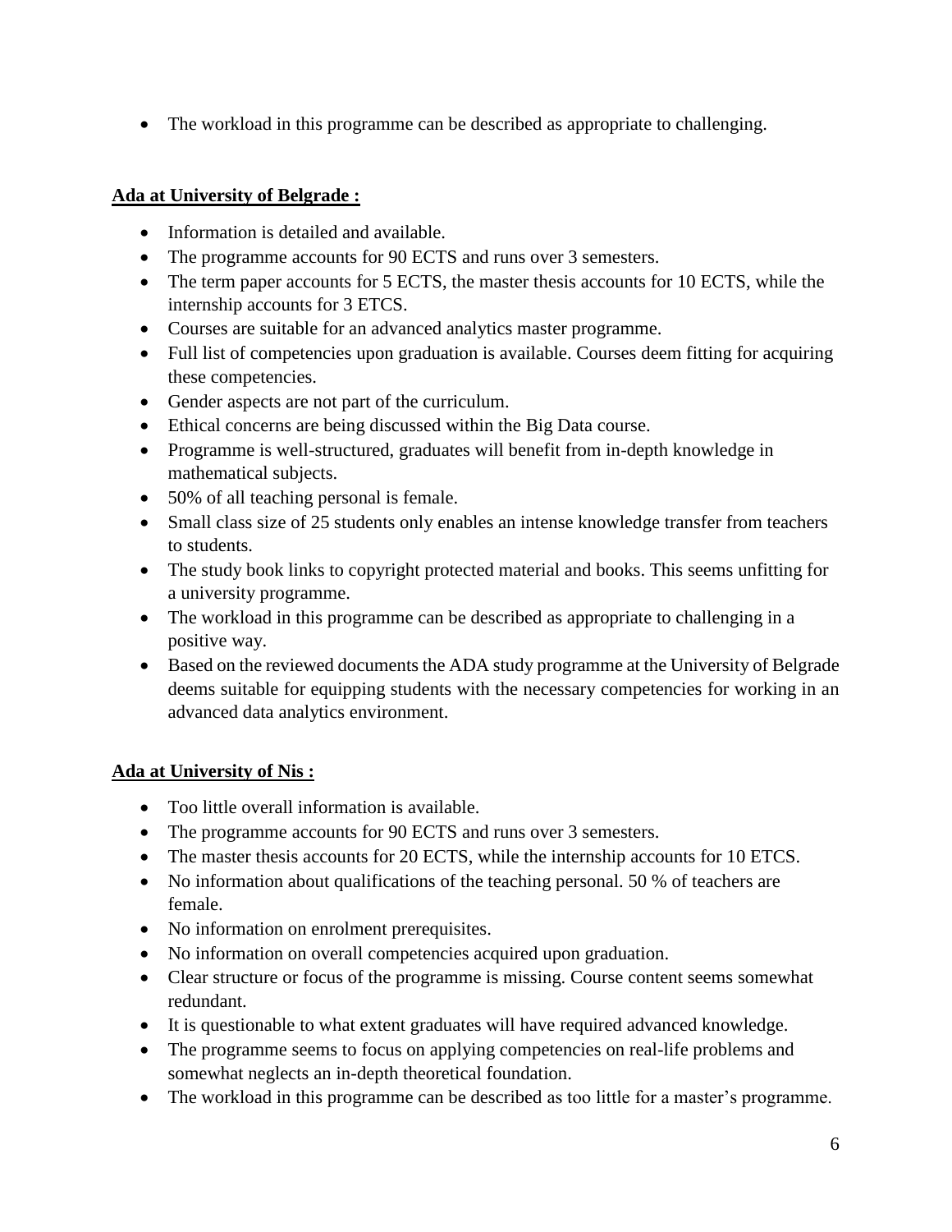- The workload in this programme can be described as appropriate to challenging.

**Ada at University of Belgrade :**

- Information is detailed and available.
- The programme accounts for 90 ECTS and runs over 3 semesters.
- The term paper accounts for 5 ECTS, the master thesis accounts for 10 ECTS, while the internship accounts for 3 ETCS.
- Courses are suitable for an advanced analytics master programme.
- Full list of competencies upon graduation is available. Courses deem fitting for acquiring these competencies.
- Gender aspects are not part of the curriculum.
- Ethical concerns are being discussed within the Big Data course.
- Programme is well-structured, graduates will benefit from in-depth knowledge in mathematical subjects.
- 50% of all teaching personal is female.
- Small class size of 25 students only enables an intense knowledge transfer from teachers to students.
- The study book links to copyright protected material and books. This seems unfitting for a university programme.
- The workload in this programme can be described as appropriate to challenging in a positive way.
- Based on the reviewed documents the ADA study programme at the University of Belgrade deems suitable for equipping students with the necessary competencies for working in an advanced data analytics environment.

**Ada at University of Nis :**

- Too little overall information is available.
- The programme accounts for 90 ECTS and runs over 3 semesters.
- The master thesis accounts for 20 ECTS, while the internship accounts for 10 ETCS.
- No information about qualifications of the teaching personal. 50 % of teachers are female.
- No information on enrolment prerequisites.
- No information on overall competencies acquired upon graduation.
- Clear structure or focus of the programme is missing. Course content seems somewhat redundant.
- It is questionable to what extent graduates will have required advanced knowledge.
- The programme seems to focus on applying competencies on real-life problems and somewhat neglects an in-depth theoretical foundation.
- The workload in this programme can be described as too little for a master's programme.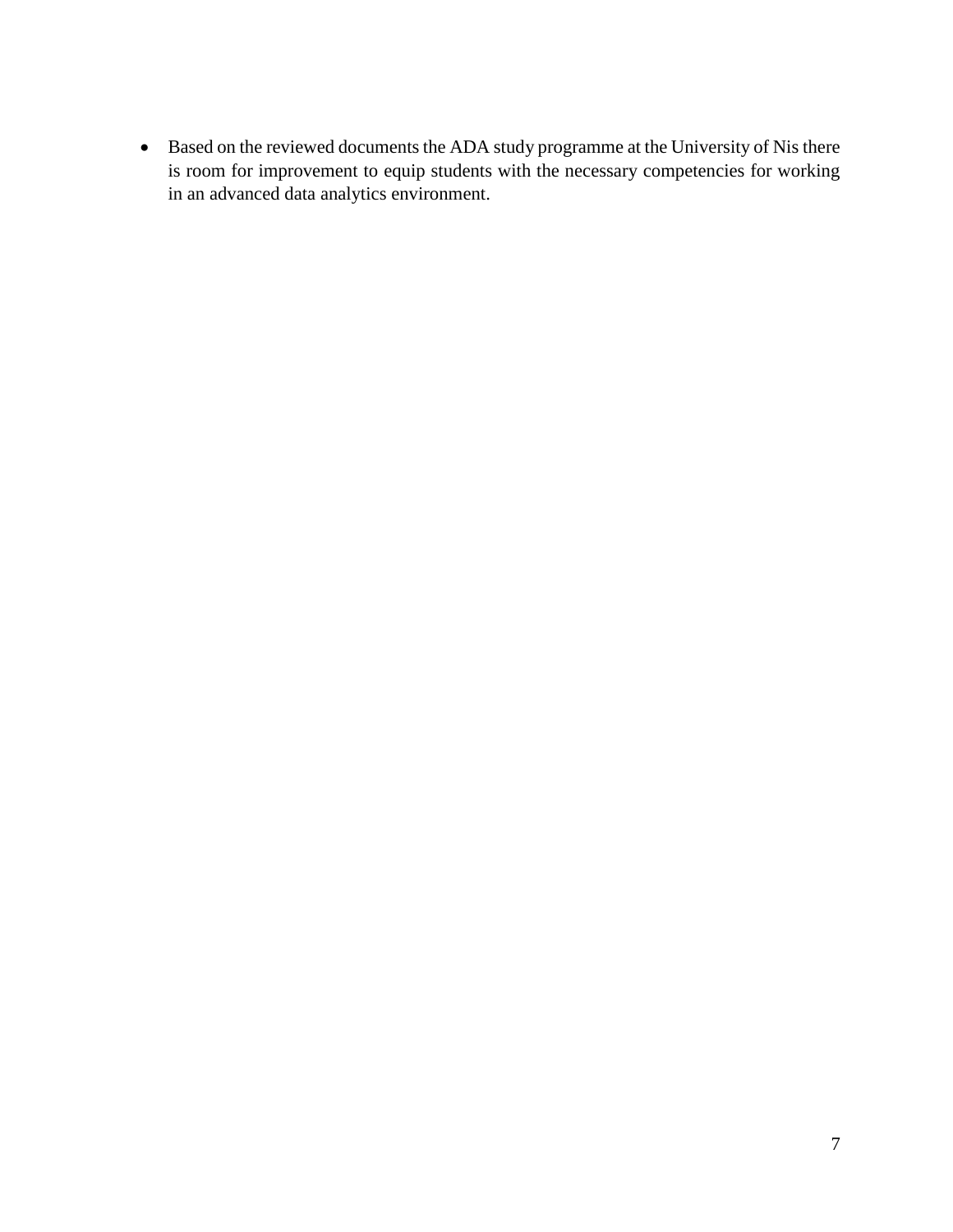- Based on the reviewed documents the ADA study programme at the University of Nis there is room for improvement to equip students with the necessary competencies for working in an advanced data analytics environment.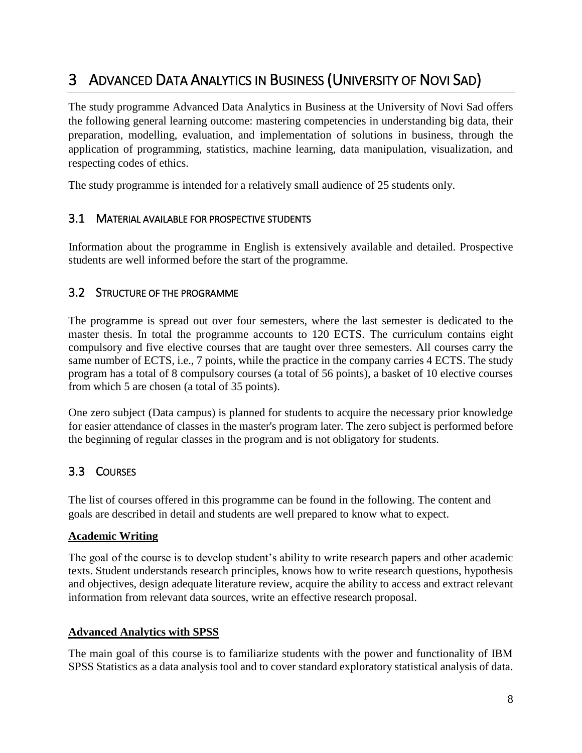# 3 ADVANCED DATA ANALYTICS IN BUSINESS (UNIVERSITY OF NOVI SAD)

The study programme Advanced Data Analytics in Business at the University of Novi Sad offers the following general learning outcome: mastering competencies in understanding big data, their preparation, modelling, evaluation, and implementation of solutions in business, through the application of programming, statistics, machine learning, data manipulation, visualization, and respecting codes of ethics.

The study programme is intended for a relatively small audience of 25 students only.

## 3.1 MATERIAL AVAILABLE FOR PROSPECTIVE STUDENTS

Information about the programme in English is extensively available and detailed. Prospective students are well informed before the start of the programme.

## 3.2 STRUCTURE OF THE PROGRAMME

The programme is spread out over four semesters, where the last semester is dedicated to the master thesis. In total the programme accounts to 120 ECTS. The curriculum contains eight compulsory and five elective courses that are taught over three semesters. All courses carry the same number of ECTS, i.e., 7 points, while the practice in the company carries 4 ECTS. The study program has a total of 8 compulsory courses (a total of 56 points), a basket of 10 elective courses from which 5 are chosen (a total of 35 points).

One zero subject (Data campus) is planned for students to acquire the necessary prior knowledge for easier attendance of classes in the master's program later. The zero subject is performed before the beginning of regular classes in the program and is not obligatory for students.

## 3.3 COURSES

The list of courses offered in this programme can be found in the following. The content and goals are described in detail and students are well prepared to know what to expect.

**Academic Writing**

The goal of the course is to develop student's ability to write research papers and other academic texts. Student understands research principles, knows how to write research questions, hypothesis and objectives, design adequate literature review, acquire the ability to access and extract relevant information from relevant data sources, write an effective research proposal.

**Advanced Analytics with SPSS**

The main goal of this course is to familiarize students with the power and functionality of IBM SPSS Statistics as a data analysis tool and to cover standard exploratory statistical analysis of data.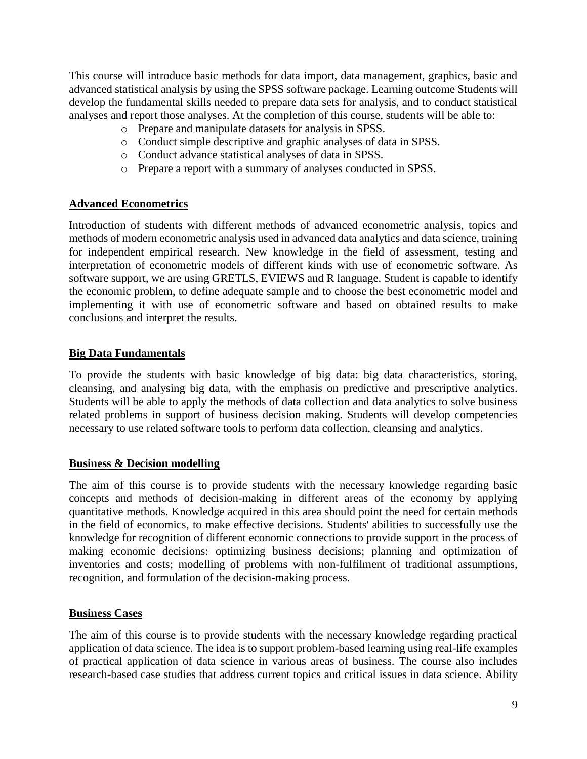This course will introduce basic methods for data import, data management, graphics, basic and advanced statistical analysis by using the SPSS software package. Learning outcome Students will develop the fundamental skills needed to prepare data sets for analysis, and to conduct statistical analyses and report those analyses. At the completion of this course, students will be able to:

- Prepare and manipulate datasets for analysis in SPSS.
- Conduct simple descriptive and graphic analyses of data in SPSS.
- Conduct advance statistical analyses of data in SPSS.
- Prepare a report with a summary of analyses conducted in SPSS.

### Advanced Econometrics

Introduction of students with different methods of advanced econometric analysis, topics and methods of modern econometric analysis used in advanced data analytics and data science, training for independent empirical research. New knowledge in the field of assessment, testing and interpretation of econometric models of different kinds with use of econometric software. As software support, we are using GRETLS, EVIEWS and R language. Student is capable to identify the economic problem, to define adequate sample and to choose the best econometric model and implementing it with use of econometric software and based on obtained results to make conclusions and interpret the results.

### Big Data Fundamentals

To provide the students with basic knowledge of big data: big data characteristics, storing, cleansing, and analysing big data, with the emphasis on predictive and prescriptive analytics. Students will be able to apply the methods of data collection and data analytics to solve business related problems in support of business decision making. Students will develop competencies necessary to use related software tools to perform data collection, cleansing and analytics.

### Business & Decision modelling

The aim of this course is to provide students with the necessary knowledge regarding basic concepts and methods of decision-making in different areas of the economy by applying quantitative methods. Knowledge acquired in this area should point the need for certain methods in the field of economics, to make effective decisions. Students' abilities to successfully use the knowledge for recognition of different economic connections to provide support in the process of making economic decisions: optimizing business decisions; planning and optimization of inventories and costs; modelling of problems with non-fulfilment of traditional assumptions, recognition, and formulation of the decision-making process.

### Business Cases

The aim of this course is to provide students with the necessary knowledge regarding practical application of data science. The idea is to support problem-based learning using real-life examples of practical application of data science in various areas of business. The course also includes research-based case studies that address current topics and critical issues in data science. Ability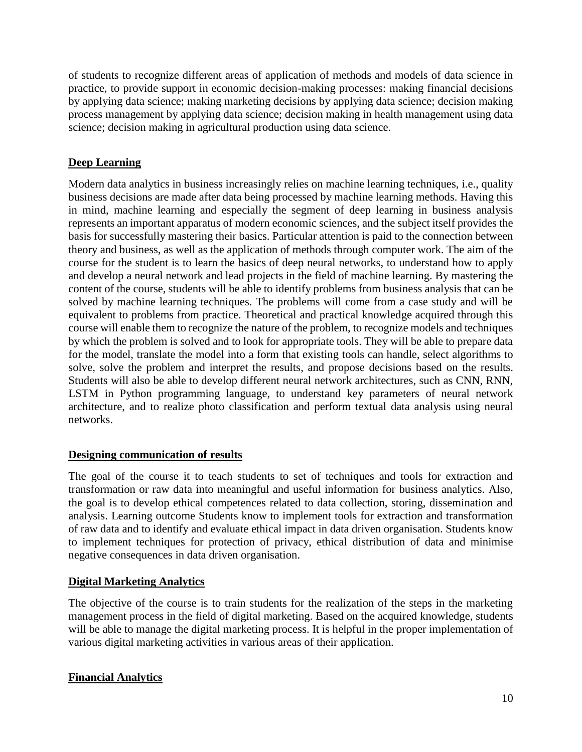of students to recognize different areas of application of methods and models of data science in practice, to provide support in economic decision-making processes: making financial decisions by applying data science; making marketing decisions by applying data science; decision making process management by applying data science; decision making in health management using data science; decision making in agricultural production using data science.

## Deep Learning

Modern data analytics in business increasingly relies on machine learning techniques, i.e., quality business decisions are made after data being processed by machine learning methods. Having this in mind, machine learning and especially the segment of deep learning in business analysis represents an important apparatus of modern economic sciences, and the subject itself provides the basis for successfully mastering their basics. Particular attention is paid to the connection between theory and business, as well as the application of methods through computer work. The aim of the course for the student is to learn the basics of deep neural networks, to understand how to apply and develop a neural network and lead projects in the field of machine learning. By mastering the content of the course, students will be able to identify problems from business analysis that can be solved by machine learning techniques. The problems will come from a case study and will be equivalent to problems from practice. Theoretical and practical knowledge acquired through this course will enable them to recognize the nature of the problem, to recognize models and techniques by which the problem is solved and to look for appropriate tools. They will be able to prepare data for the model, translate the model into a form that existing tools can handle, select algorithms to solve, solve the problem and interpret the results, and propose decisions based on the results. Students will also be able to develop different neural network architectures, such as CNN, RNN, LSTM in Python programming language, to understand key parameters of neural network architecture, and to realize photo classification and perform textual data analysis using neural networks.

## Designing communication of results

The goal of the course it to teach students to set of techniques and tools for extraction and transformation or raw data into meaningful and useful information for business analytics. Also, the goal is to develop ethical competences related to data collection, storing, dissemination and analysis. Learning outcome Students know to implement tools for extraction and transformation of raw data and to identify and evaluate ethical impact in data driven organisation. Students know to implement techniques for protection of privacy, ethical distribution of data and minimise negative consequences in data driven organisation.

## Digital Marketing Analytics

The objective of the course is to train students for the realization of the steps in the marketing management process in the field of digital marketing. Based on the acquired knowledge, students will be able to manage the digital marketing process. It is helpful in the proper implementation of various digital marketing activities in various areas of their application.

## Financial Analytics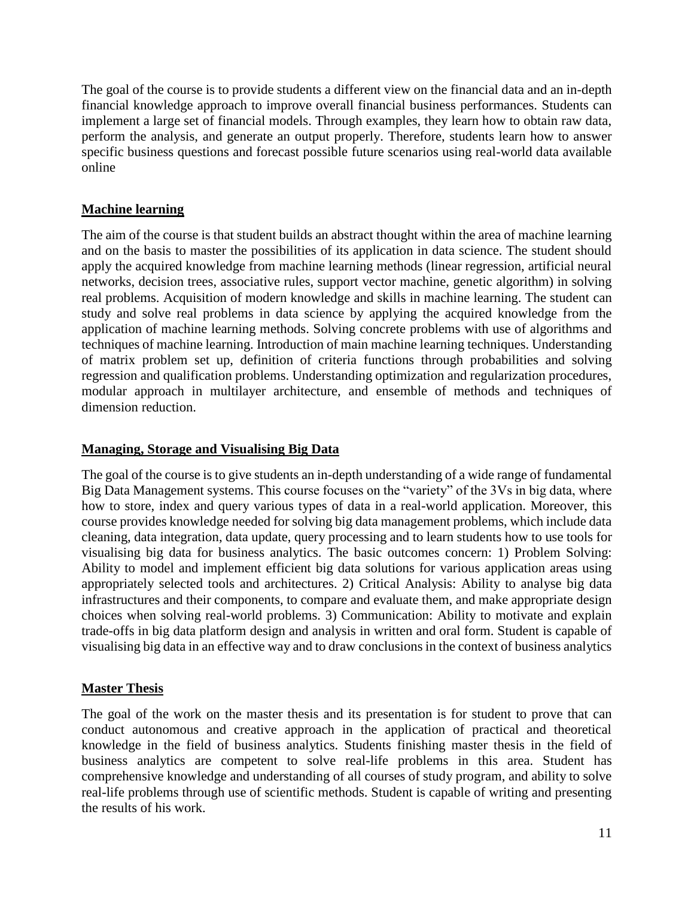The goal of the course is to provide students a different view on the financial data and an in-depth financial knowledge approach to improve overall financial business performances. Students can implement a large set of financial models. Through examples, they learn how to obtain raw data, perform the analysis, and generate an output properly. Therefore, students learn how to answer specific business questions and forecast possible future scenarios using real-world data available online

## Machine learning

The aim of the course is that student builds an abstract thought within the area of machine learning and on the basis to master the possibilities of its application in data science. The student should apply the acquired knowledge from machine learning methods (linear regression, artificial neural networks, decision trees, associative rules, support vector machine, genetic algorithm) in solving real problems. Acquisition of modern knowledge and skills in machine learning. The student can study and solve real problems in data science by applying the acquired knowledge from the application of machine learning methods. Solving concrete problems with use of algorithms and techniques of machine learning. Introduction of main machine learning techniques. Understanding of matrix problem set up, definition of criteria functions through probabilities and solving regression and qualification problems. Understanding optimization and regularization procedures, modular approach in multilayer architecture, and ensemble of methods and techniques of dimension reduction.

## Managing, Storage and Visualising Big Data

The goal of the course is to give students an in-depth understanding of a wide range of fundamental Big Data Management systems. This course focuses on the "variety" of the 3Vs in big data, where how to store, index and query various types of data in a real-world application. Moreover, this course provides knowledge needed for solving big data management problems, which include data cleaning, data integration, data update, query processing and to learn students how to use tools for visualising big data for business analytics. The basic outcomes concern: 1) Problem Solving: Ability to model and implement efficient big data solutions for various application areas using appropriately selected tools and architectures. 2) Critical Analysis: Ability to analyse big data infrastructures and their components, to compare and evaluate them, and make appropriate design choices when solving real-world problems. 3) Communication: Ability to motivate and explain trade-offs in big data platform design and analysis in written and oral form. Student is capable of visualising big data in an effective way and to draw conclusions in the context of business analytics

## Master Thesis

The goal of the work on the master thesis and its presentation is for student to prove that can conduct autonomous and creative approach in the application of practical and theoretical knowledge in the field of business analytics. Students finishing master thesis in the field of business analytics are competent to solve real-life problems in this area. Student has comprehensive knowledge and understanding of all courses of study program, and ability to solve real-life problems through use of scientific methods. Student is capable of writing and presenting the results of his work.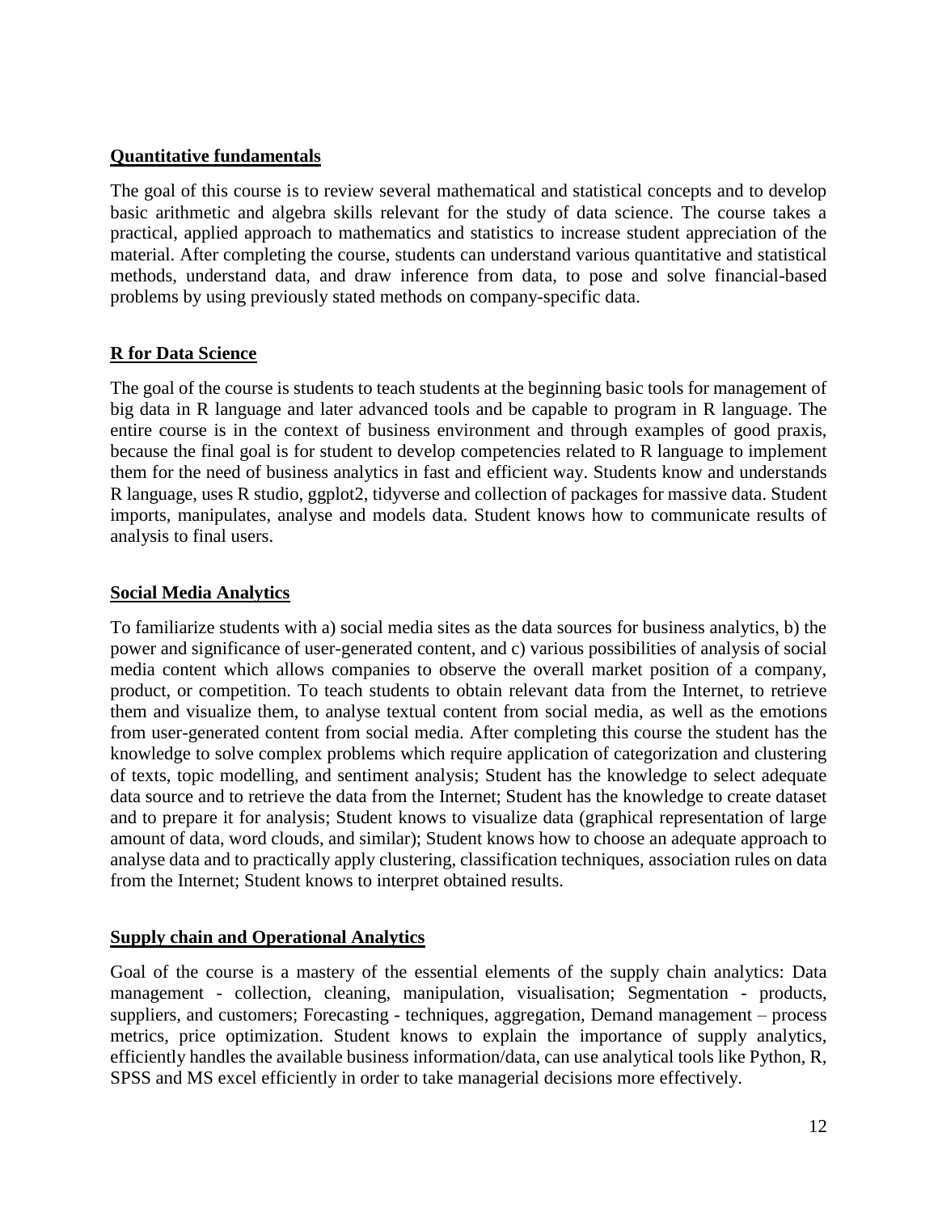**Quantitative fundamentals**

The goal of this course is to review several mathematical and statistical concepts and to develop basic arithmetic and algebra skills relevant for the study of data science. The course takes a practical, applied approach to mathematics and statistics to increase student appreciation of the material. After completing the course, students can understand various quantitative and statistical methods, understand data, and draw inference from data, to pose and solve financial-based problems by using previously stated methods on company-specific data.

**R for Data Science**

The goal of the course is students to teach students at the beginning basic tools for management of big data in R language and later advanced tools and be capable to program in R language. The entire course is in the context of business environment and through examples of good praxis, because the final goal is for student to develop competencies related to R language to implement them for the need of business analytics in fast and efficient way. Students know and understands R language, uses R studio, ggplot2, tidyverse and collection of packages for massive data. Student imports, manipulates, analyse and models data. Student knows how to communicate results of analysis to final users.

**Social Media Analytics**

To familiarize students with a) social media sites as the data sources for business analytics, b) the power and significance of user-generated content, and c) various possibilities of analysis of social media content which allows companies to observe the overall market position of a company, product, or competition. To teach students to obtain relevant data from the Internet, to retrieve them and visualize them, to analyse textual content from social media, as well as the emotions from user-generated content from social media. After completing this course the student has the knowledge to solve complex problems which require application of categorization and clustering of texts, topic modelling, and sentiment analysis; Student has the knowledge to select adequate data source and to retrieve the data from the Internet; Student has the knowledge to create dataset and to prepare it for analysis; Student knows to visualize data (graphical representation of large amount of data, word clouds, and similar); Student knows how to choose an adequate approach to analyse data and to practically apply clustering, classification techniques, association rules on data from the Internet; Student knows to interpret obtained results.

**Supply chain and Operational Analytics**

Goal of the course is a mastery of the essential elements of the supply chain analytics: Data management - collection, cleaning, manipulation, visualisation; Segmentation - products, suppliers, and customers; Forecasting - techniques, aggregation, Demand management – process metrics, price optimization. Student knows to explain the importance of supply analytics, efficiently handles the available business information/data, can use analytical tools like Python, R, SPSS and MS excel efficiently in order to take managerial decisions more effectively.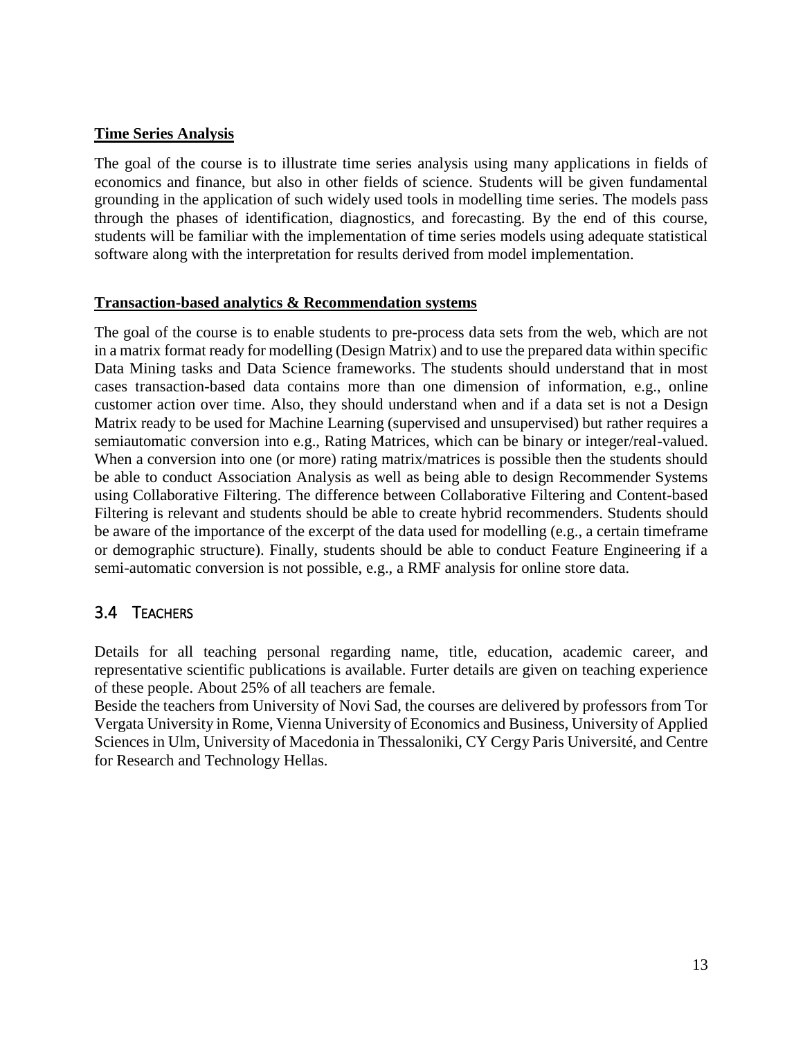**Time Series Analysis**

The goal of the course is to illustrate time series analysis using many applications in fields of economics and finance, but also in other fields of science. Students will be given fundamental grounding in the application of such widely used tools in modelling time series. The models pass through the phases of identification, diagnostics, and forecasting. By the end of this course, students will be familiar with the implementation of time series models using adequate statistical software along with the interpretation for results derived from model implementation.

**Transaction-based analytics & Recommendation systems**

The goal of the course is to enable students to pre-process data sets from the web, which are not in a matrix format ready for modelling (Design Matrix) and to use the prepared data within specific Data Mining tasks and Data Science frameworks. The students should understand that in most cases transaction-based data contains more than one dimension of information, e.g., online customer action over time. Also, they should understand when and if a data set is not a Design Matrix ready to be used for Machine Learning (supervised and unsupervised) but rather requires a semiautomatic conversion into e.g., Rating Matrices, which can be binary or integer/real-valued. When a conversion into one (or more) rating matrix/matrices is possible then the students should be able to conduct Association Analysis as well as being able to design Recommender Systems using Collaborative Filtering. The difference between Collaborative Filtering and Content-based Filtering is relevant and students should be able to create hybrid recommenders. Students should be aware of the importance of the excerpt of the data used for modelling (e.g., a certain timeframe or demographic structure). Finally, students should be able to conduct Feature Engineering if a semi-automatic conversion is not possible, e.g., a RMF analysis for online store data.

## 3.4 Teachers

Details for all teaching personal regarding name, title, education, academic career, and representative scientific publications is available. Furter details are given on teaching experience of these people. About 25% of all teachers are female.

Beside the teachers from University of Novi Sad, the courses are delivered by professors from Tor Vergata University in Rome, Vienna University of Economics and Business, University of Applied Sciences in Ulm, University of Macedonia in Thessaloniki, CY Cergy Paris Université, and Centre for Research and Technology Hellas.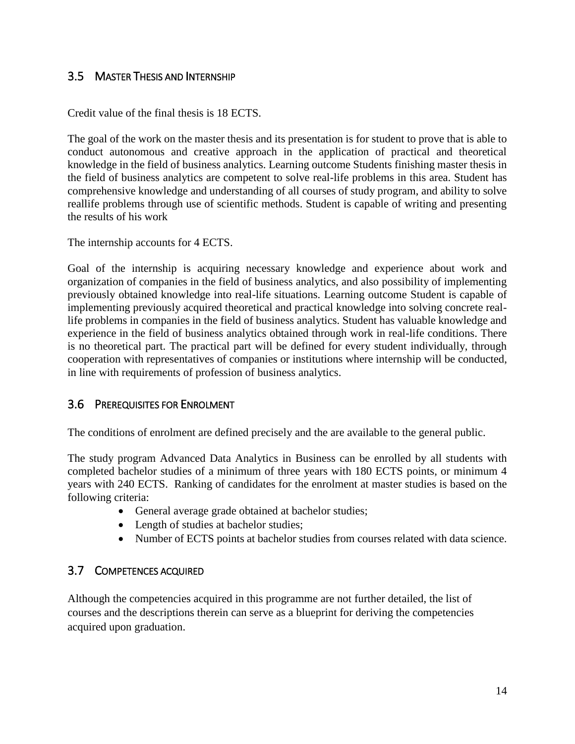## 3.5 Master Thesis and Internship

Credit value of the final thesis is 18 ECTS.

The goal of the work on the master thesis and its presentation is for student to prove that is able to conduct autonomous and creative approach in the application of practical and theoretical knowledge in the field of business analytics. Learning outcome Students finishing master thesis in the field of business analytics are competent to solve real-life problems in this area. Student has comprehensive knowledge and understanding of all courses of study program, and ability to solve reallife problems through use of scientific methods. Student is capable of writing and presenting the results of his work

The internship accounts for 4 ECTS.

Goal of the internship is acquiring necessary knowledge and experience about work and organization of companies in the field of business analytics, and also possibility of implementing previously obtained knowledge into real-life situations. Learning outcome Student is capable of implementing previously acquired theoretical and practical knowledge into solving concrete real-life problems in companies in the field of business analytics. Student has valuable knowledge and experience in the field of business analytics obtained through work in real-life conditions. There is no theoretical part. The practical part will be defined for every student individually, through cooperation with representatives of companies or institutions where internship will be conducted, in line with requirements of profession of business analytics.

## 3.6 Prerequisites for Enrolment

The conditions of enrolment are defined precisely and the are available to the general public.

The study program Advanced Data Analytics in Business can be enrolled by all students with completed bachelor studies of a minimum of three years with 180 ECTS points, or minimum 4 years with 240 ECTS. Ranking of candidates for the enrolment at master studies is based on the following criteria:

- General average grade obtained at bachelor studies;
- Length of studies at bachelor studies;
- Number of ECTS points at bachelor studies from courses related with data science.

## 3.7 Competences acquired

Although the competencies acquired in this programme are not further detailed, the list of courses and the descriptions therein can serve as a blueprint for deriving the competencies acquired upon graduation.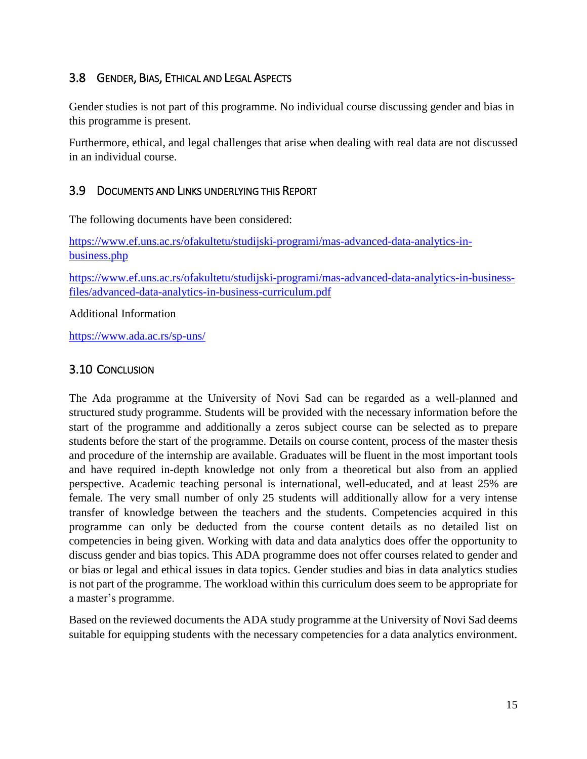## 3.8 Gender, Bias, Ethical and Legal Aspects

Gender studies is not part of this programme. No individual course discussing gender and bias in this programme is present.

Furthermore, ethical, and legal challenges that arise when dealing with real data are not discussed in an individual course.

## 3.9 Documents and Links underlying this Report

The following documents have been considered:

https://www.ef.uns.ac.rs/ofakultetu/studijski-programi/mas-advanced-data-analytics-in-business.php

https://www.ef.uns.ac.rs/ofakultetu/studijski-programi/mas-advanced-data-analytics-in-business-files/advanced-data-analytics-in-business-curriculum.pdf

Additional Information

https://www.ada.ac.rs/sp-uns/

## 3.10 Conclusion

The Ada programme at the University of Novi Sad can be regarded as a well-planned and structured study programme. Students will be provided with the necessary information before the start of the programme and additionally a zeros subject course can be selected as to prepare students before the start of the programme. Details on course content, process of the master thesis and procedure of the internship are available. Graduates will be fluent in the most important tools and have required in-depth knowledge not only from a theoretical but also from an applied perspective. Academic teaching personal is international, well-educated, and at least 25% are female. The very small number of only 25 students will additionally allow for a very intense transfer of knowledge between the teachers and the students. Competencies acquired in this programme can only be deducted from the course content details as no detailed list on competencies in being given. Working with data and data analytics does offer the opportunity to discuss gender and bias topics. This ADA programme does not offer courses related to gender and or bias or legal and ethical issues in data topics. Gender studies and bias in data analytics studies is not part of the programme. The workload within this curriculum does seem to be appropriate for a master's programme.

Based on the reviewed documents the ADA study programme at the University of Novi Sad deems suitable for equipping students with the necessary competencies for a data analytics environment.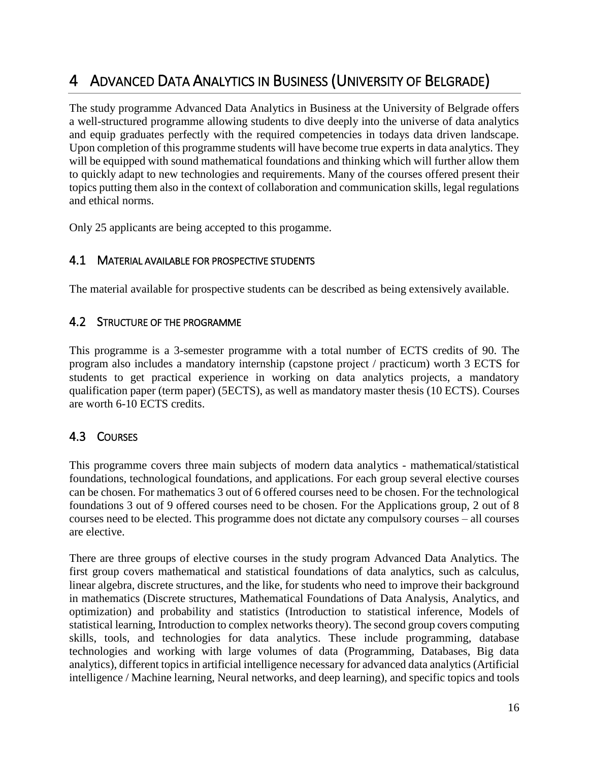# 4 Advanced Data Analytics in Business (University of Belgrade)

The study programme Advanced Data Analytics in Business at the University of Belgrade offers a well-structured programme allowing students to dive deeply into the universe of data analytics and equip graduates perfectly with the required competencies in todays data driven landscape. Upon completion of this programme students will have become true experts in data analytics. They will be equipped with sound mathematical foundations and thinking which will further allow them to quickly adapt to new technologies and requirements. Many of the courses offered present their topics putting them also in the context of collaboration and communication skills, legal regulations and ethical norms.

Only 25 applicants are being accepted to this progamme.

## 4.1 Material available for prospective students

The material available for prospective students can be described as being extensively available.

## 4.2 Structure of the programme

This programme is a 3-semester programme with a total number of ECTS credits of 90. The program also includes a mandatory internship (capstone project / practicum) worth 3 ECTS for students to get practical experience in working on data analytics projects, a mandatory qualification paper (term paper) (5ECTS), as well as mandatory master thesis (10 ECTS). Courses are worth 6-10 ECTS credits.

## 4.3 Courses

This programme covers three main subjects of modern data analytics - mathematical/statistical foundations, technological foundations, and applications. For each group several elective courses can be chosen. For mathematics 3 out of 6 offered courses need to be chosen. For the technological foundations 3 out of 9 offered courses need to be chosen. For the Applications group, 2 out of 8 courses need to be elected. This programme does not dictate any compulsory courses – all courses are elective.

There are three groups of elective courses in the study program Advanced Data Analytics. The first group covers mathematical and statistical foundations of data analytics, such as calculus, linear algebra, discrete structures, and the like, for students who need to improve their background in mathematics (Discrete structures, Mathematical Foundations of Data Analysis, Analytics, and optimization) and probability and statistics (Introduction to statistical inference, Models of statistical learning, Introduction to complex networks theory). The second group covers computing skills, tools, and technologies for data analytics. These include programming, database technologies and working with large volumes of data (Programming, Databases, Big data analytics), different topics in artificial intelligence necessary for advanced data analytics (Artificial intelligence / Machine learning, Neural networks, and deep learning), and specific topics and tools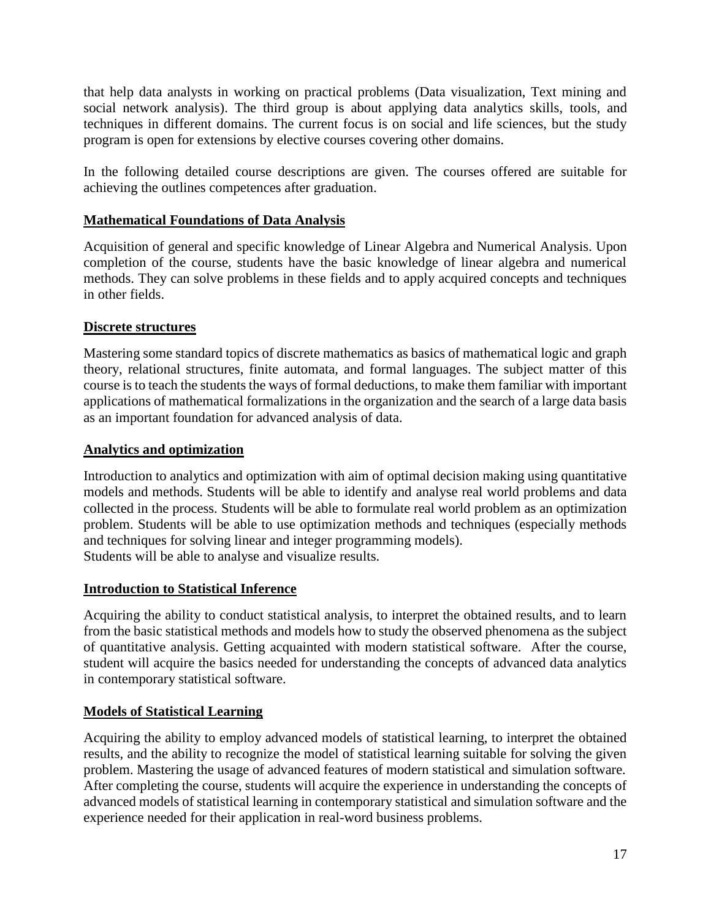that help data analysts in working on practical problems (Data visualization, Text mining and social network analysis). The third group is about applying data analytics skills, tools, and techniques in different domains. The current focus is on social and life sciences, but the study program is open for extensions by elective courses covering other domains.

In the following detailed course descriptions are given. The courses offered are suitable for achieving the outlines competences after graduation.

### Mathematical Foundations of Data Analysis

Acquisition of general and specific knowledge of Linear Algebra and Numerical Analysis. Upon completion of the course, students have the basic knowledge of linear algebra and numerical methods. They can solve problems in these fields and to apply acquired concepts and techniques in other fields.

### Discrete structures

Mastering some standard topics of discrete mathematics as basics of mathematical logic and graph theory, relational structures, finite automata, and formal languages. The subject matter of this course is to teach the students the ways of formal deductions, to make them familiar with important applications of mathematical formalizations in the organization and the search of a large data basis as an important foundation for advanced analysis of data.

### Analytics and optimization

Introduction to analytics and optimization with aim of optimal decision making using quantitative models and methods. Students will be able to identify and analyse real world problems and data collected in the process. Students will be able to formulate real world problem as an optimization problem. Students will be able to use optimization methods and techniques (especially methods and techniques for solving linear and integer programming models).
Students will be able to analyse and visualize results.

### Introduction to Statistical Inference

Acquiring the ability to conduct statistical analysis, to interpret the obtained results, and to learn from the basic statistical methods and models how to study the observed phenomena as the subject of quantitative analysis. Getting acquainted with modern statistical software. After the course, student will acquire the basics needed for understanding the concepts of advanced data analytics in contemporary statistical software.

### Models of Statistical Learning

Acquiring the ability to employ advanced models of statistical learning, to interpret the obtained results, and the ability to recognize the model of statistical learning suitable for solving the given problem. Mastering the usage of advanced features of modern statistical and simulation software. After completing the course, students will acquire the experience in understanding the concepts of advanced models of statistical learning in contemporary statistical and simulation software and the experience needed for their application in real-word business problems.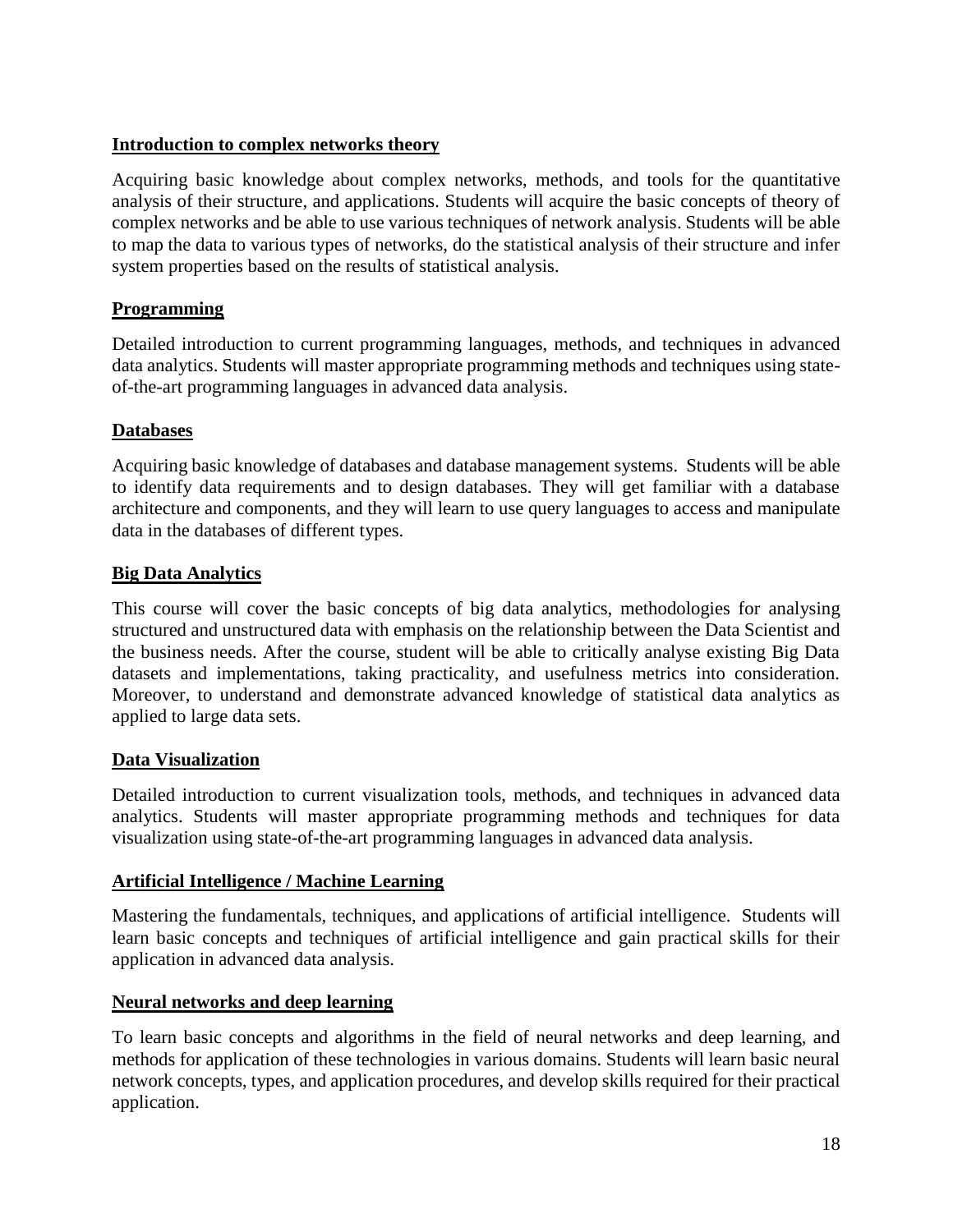### Introduction to complex networks theory

Acquiring basic knowledge about complex networks, methods, and tools for the quantitative analysis of their structure, and applications. Students will acquire the basic concepts of theory of complex networks and be able to use various techniques of network analysis. Students will be able to map the data to various types of networks, do the statistical analysis of their structure and infer system properties based on the results of statistical analysis.

### Programming

Detailed introduction to current programming languages, methods, and techniques in advanced data analytics. Students will master appropriate programming methods and techniques using state-of-the-art programming languages in advanced data analysis.

### Databases

Acquiring basic knowledge of databases and database management systems. Students will be able to identify data requirements and to design databases. They will get familiar with a database architecture and components, and they will learn to use query languages to access and manipulate data in the databases of different types.

### Big Data Analytics

This course will cover the basic concepts of big data analytics, methodologies for analysing structured and unstructured data with emphasis on the relationship between the Data Scientist and the business needs. After the course, student will be able to critically analyse existing Big Data datasets and implementations, taking practicality, and usefulness metrics into consideration. Moreover, to understand and demonstrate advanced knowledge of statistical data analytics as applied to large data sets.

### Data Visualization

Detailed introduction to current visualization tools, methods, and techniques in advanced data analytics. Students will master appropriate programming methods and techniques for data visualization using state-of-the-art programming languages in advanced data analysis.

### Artificial Intelligence / Machine Learning

Mastering the fundamentals, techniques, and applications of artificial intelligence. Students will learn basic concepts and techniques of artificial intelligence and gain practical skills for their application in advanced data analysis.

### Neural networks and deep learning

To learn basic concepts and algorithms in the field of neural networks and deep learning, and methods for application of these technologies in various domains. Students will learn basic neural network concepts, types, and application procedures, and develop skills required for their practical application.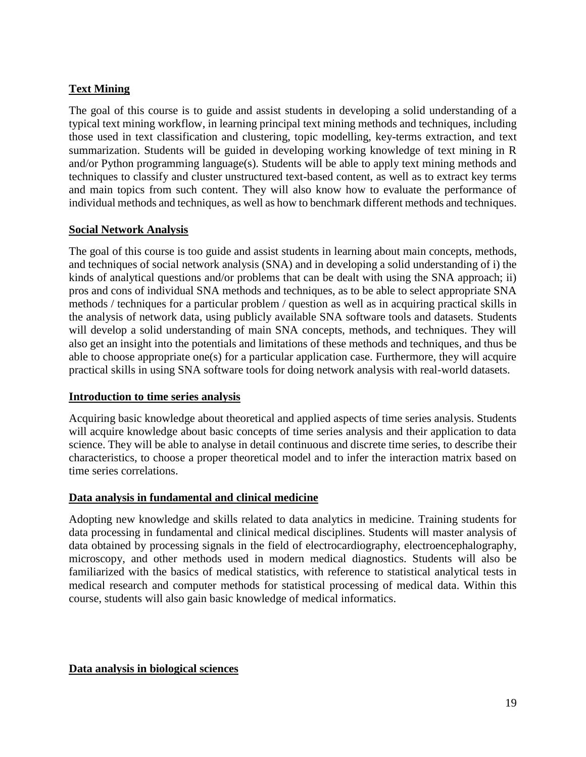**Text Mining**

The goal of this course is to guide and assist students in developing a solid understanding of a typical text mining workflow, in learning principal text mining methods and techniques, including those used in text classification and clustering, topic modelling, key-terms extraction, and text summarization. Students will be guided in developing working knowledge of text mining in R and/or Python programming language(s). Students will be able to apply text mining methods and techniques to classify and cluster unstructured text-based content, as well as to extract key terms and main topics from such content. They will also know how to evaluate the performance of individual methods and techniques, as well as how to benchmark different methods and techniques.

**Social Network Analysis**

The goal of this course is too guide and assist students in learning about main concepts, methods, and techniques of social network analysis (SNA) and in developing a solid understanding of i) the kinds of analytical questions and/or problems that can be dealt with using the SNA approach; ii) pros and cons of individual SNA methods and techniques, as to be able to select appropriate SNA methods / techniques for a particular problem / question as well as in acquiring practical skills in the analysis of network data, using publicly available SNA software tools and datasets. Students will develop a solid understanding of main SNA concepts, methods, and techniques. They will also get an insight into the potentials and limitations of these methods and techniques, and thus be able to choose appropriate one(s) for a particular application case. Furthermore, they will acquire practical skills in using SNA software tools for doing network analysis with real-world datasets.

**Introduction to time series analysis**

Acquiring basic knowledge about theoretical and applied aspects of time series analysis. Students will acquire knowledge about basic concepts of time series analysis and their application to data science. They will be able to analyse in detail continuous and discrete time series, to describe their characteristics, to choose a proper theoretical model and to infer the interaction matrix based on time series correlations.

**Data analysis in fundamental and clinical medicine**

Adopting new knowledge and skills related to data analytics in medicine. Training students for data processing in fundamental and clinical medical disciplines. Students will master analysis of data obtained by processing signals in the field of electrocardiography, electroencephalography, microscopy, and other methods used in modern medical diagnostics. Students will also be familiarized with the basics of medical statistics, with reference to statistical analytical tests in medical research and computer methods for statistical processing of medical data. Within this course, students will also gain basic knowledge of medical informatics.

**Data analysis in biological sciences**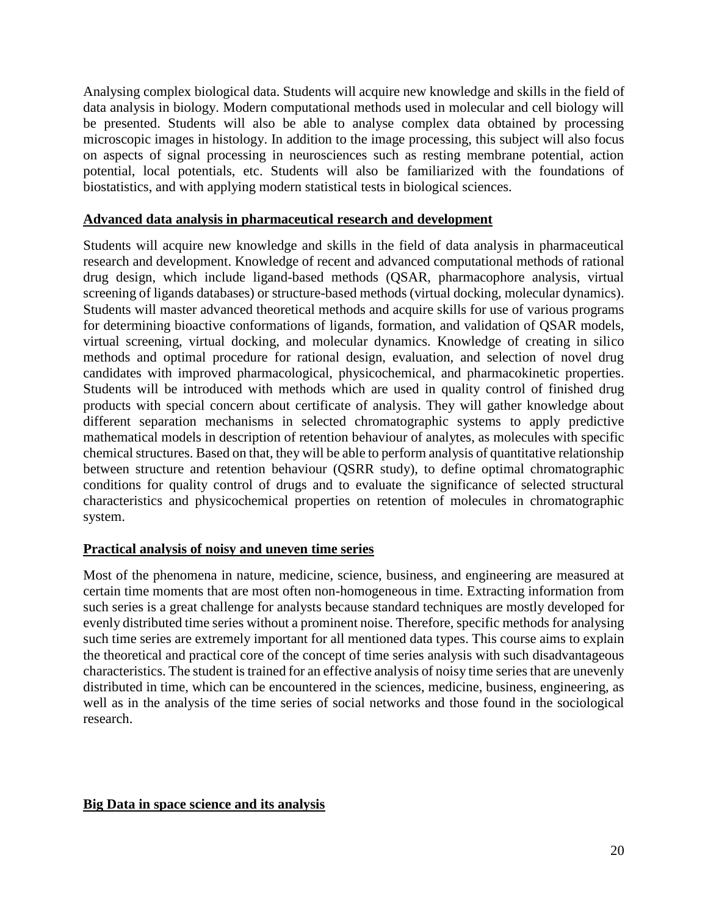Analysing complex biological data. Students will acquire new knowledge and skills in the field of data analysis in biology. Modern computational methods used in molecular and cell biology will be presented. Students will also be able to analyse complex data obtained by processing microscopic images in histology. In addition to the image processing, this subject will also focus on aspects of signal processing in neurosciences such as resting membrane potential, action potential, local potentials, etc. Students will also be familiarized with the foundations of biostatistics, and with applying modern statistical tests in biological sciences.

**Advanced data analysis in pharmaceutical research and development**

Students will acquire new knowledge and skills in the field of data analysis in pharmaceutical research and development. Knowledge of recent and advanced computational methods of rational drug design, which include ligand-based methods (QSAR, pharmacophore analysis, virtual screening of ligands databases) or structure-based methods (virtual docking, molecular dynamics). Students will master advanced theoretical methods and acquire skills for use of various programs for determining bioactive conformations of ligands, formation, and validation of QSAR models, virtual screening, virtual docking, and molecular dynamics. Knowledge of creating in silico methods and optimal procedure for rational design, evaluation, and selection of novel drug candidates with improved pharmacological, physicochemical, and pharmacokinetic properties. Students will be introduced with methods which are used in quality control of finished drug products with special concern about certificate of analysis. They will gather knowledge about different separation mechanisms in selected chromatographic systems to apply predictive mathematical models in description of retention behaviour of analytes, as molecules with specific chemical structures. Based on that, they will be able to perform analysis of quantitative relationship between structure and retention behaviour (QSRR study), to define optimal chromatographic conditions for quality control of drugs and to evaluate the significance of selected structural characteristics and physicochemical properties on retention of molecules in chromatographic system.

**Practical analysis of noisy and uneven time series**

Most of the phenomena in nature, medicine, science, business, and engineering are measured at certain time moments that are most often non-homogeneous in time. Extracting information from such series is a great challenge for analysts because standard techniques are mostly developed for evenly distributed time series without a prominent noise. Therefore, specific methods for analysing such time series are extremely important for all mentioned data types. This course aims to explain the theoretical and practical core of the concept of time series analysis with such disadvantageous characteristics. The student is trained for an effective analysis of noisy time series that are unevenly distributed in time, which can be encountered in the sciences, medicine, business, engineering, as well as in the analysis of the time series of social networks and those found in the sociological research.

**Big Data in space science and its analysis**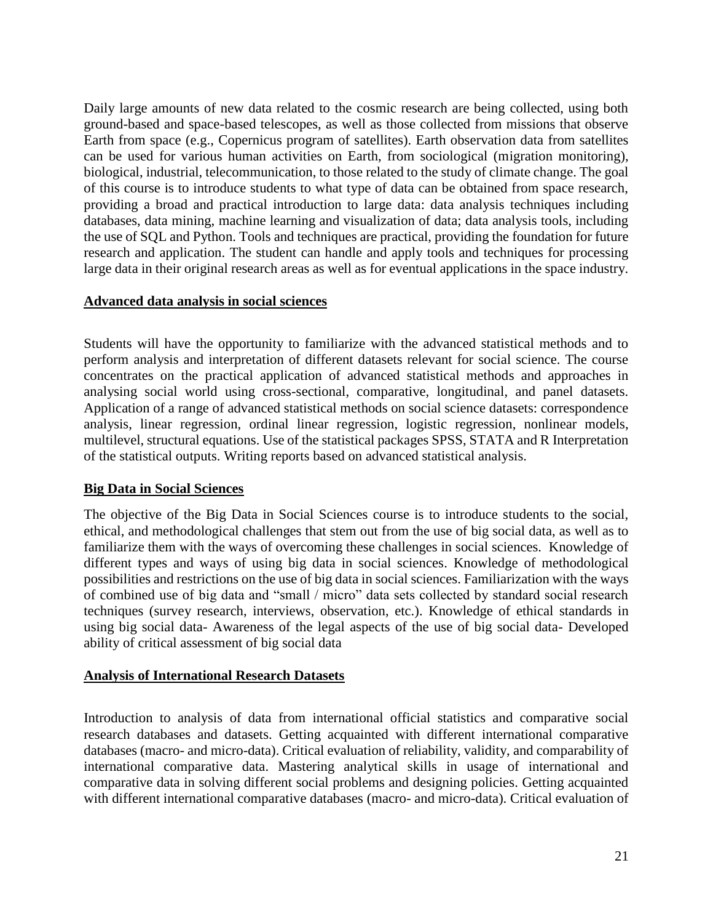Daily large amounts of new data related to the cosmic research are being collected, using both ground-based and space-based telescopes, as well as those collected from missions that observe Earth from space (e.g., Copernicus program of satellites). Earth observation data from satellites can be used for various human activities on Earth, from sociological (migration monitoring), biological, industrial, telecommunication, to those related to the study of climate change. The goal of this course is to introduce students to what type of data can be obtained from space research, providing a broad and practical introduction to large data: data analysis techniques including databases, data mining, machine learning and visualization of data; data analysis tools, including the use of SQL and Python. Tools and techniques are practical, providing the foundation for future research and application. The student can handle and apply tools and techniques for processing large data in their original research areas as well as for eventual applications in the space industry.

## Advanced data analysis in social sciences

Students will have the opportunity to familiarize with the advanced statistical methods and to perform analysis and interpretation of different datasets relevant for social science. The course concentrates on the practical application of advanced statistical methods and approaches in analysing social world using cross-sectional, comparative, longitudinal, and panel datasets. Application of a range of advanced statistical methods on social science datasets: correspondence analysis, linear regression, ordinal linear regression, logistic regression, nonlinear models, multilevel, structural equations. Use of the statistical packages SPSS, STATA and R Interpretation of the statistical outputs. Writing reports based on advanced statistical analysis.

## Big Data in Social Sciences

The objective of the Big Data in Social Sciences course is to introduce students to the social, ethical, and methodological challenges that stem out from the use of big social data, as well as to familiarize them with the ways of overcoming these challenges in social sciences. Knowledge of different types and ways of using big data in social sciences. Knowledge of methodological possibilities and restrictions on the use of big data in social sciences. Familiarization with the ways of combined use of big data and "small / micro" data sets collected by standard social research techniques (survey research, interviews, observation, etc.). Knowledge of ethical standards in using big social data- Awareness of the legal aspects of the use of big social data- Developed ability of critical assessment of big social data

## Analysis of International Research Datasets

Introduction to analysis of data from international official statistics and comparative social research databases and datasets. Getting acquainted with different international comparative databases (macro- and micro-data). Critical evaluation of reliability, validity, and comparability of international comparative data. Mastering analytical skills in usage of international and comparative data in solving different social problems and designing policies. Getting acquainted with different international comparative databases (macro- and micro-data). Critical evaluation of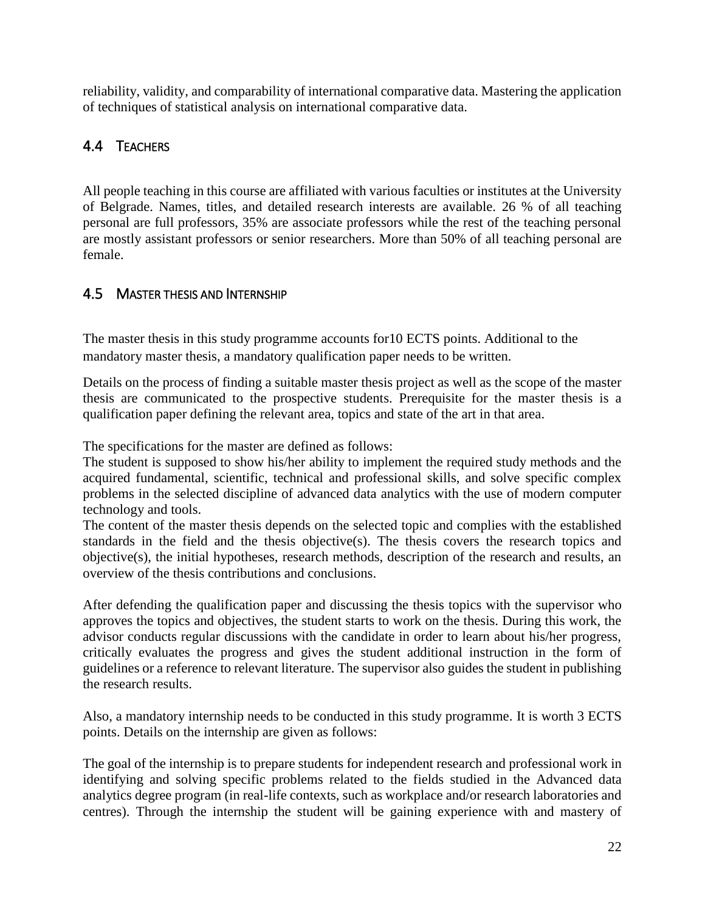reliability, validity, and comparability of international comparative data. Mastering the application of techniques of statistical analysis on international comparative data.

## 4.4 Teachers

All people teaching in this course are affiliated with various faculties or institutes at the University of Belgrade. Names, titles, and detailed research interests are available. 26 % of all teaching personal are full professors, 35% are associate professors while the rest of the teaching personal are mostly assistant professors or senior researchers. More than 50% of all teaching personal are female.

## 4.5 Master thesis and Internship

The master thesis in this study programme accounts for10 ECTS points. Additional to the mandatory master thesis, a mandatory qualification paper needs to be written.

Details on the process of finding a suitable master thesis project as well as the scope of the master thesis are communicated to the prospective students. Prerequisite for the master thesis is a qualification paper defining the relevant area, topics and state of the art in that area.

The specifications for the master are defined as follows:
The student is supposed to show his/her ability to implement the required study methods and the acquired fundamental, scientific, technical and professional skills, and solve specific complex problems in the selected discipline of advanced data analytics with the use of modern computer technology and tools.
The content of the master thesis depends on the selected topic and complies with the established standards in the field and the thesis objective(s). The thesis covers the research topics and objective(s), the initial hypotheses, research methods, description of the research and results, an overview of the thesis contributions and conclusions.

After defending the qualification paper and discussing the thesis topics with the supervisor who approves the topics and objectives, the student starts to work on the thesis. During this work, the advisor conducts regular discussions with the candidate in order to learn about his/her progress, critically evaluates the progress and gives the student additional instruction in the form of guidelines or a reference to relevant literature. The supervisor also guides the student in publishing the research results.

Also, a mandatory internship needs to be conducted in this study programme. It is worth 3 ECTS points. Details on the internship are given as follows:

The goal of the internship is to prepare students for independent research and professional work in identifying and solving specific problems related to the fields studied in the Advanced data analytics degree program (in real-life contexts, such as workplace and/or research laboratories and centres). Through the internship the student will be gaining experience with and mastery of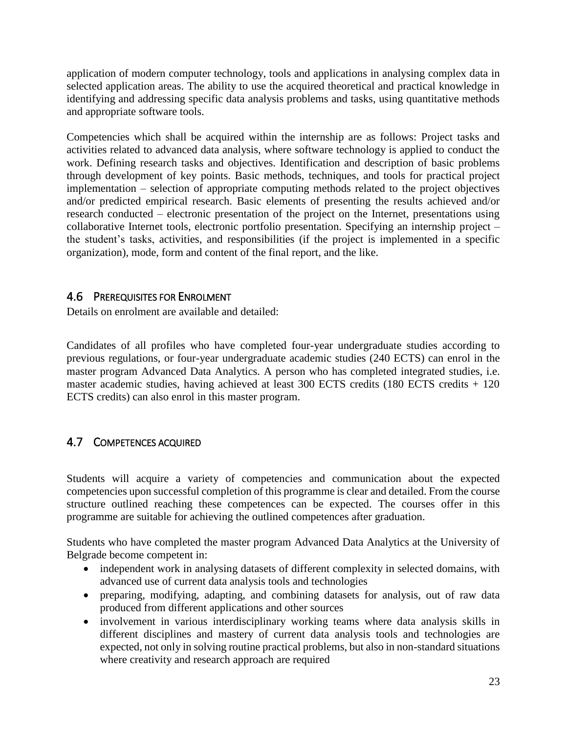application of modern computer technology, tools and applications in analysing complex data in selected application areas. The ability to use the acquired theoretical and practical knowledge in identifying and addressing specific data analysis problems and tasks, using quantitative methods and appropriate software tools.

Competencies which shall be acquired within the internship are as follows: Project tasks and activities related to advanced data analysis, where software technology is applied to conduct the work. Defining research tasks and objectives. Identification and description of basic problems through development of key points. Basic methods, techniques, and tools for practical project implementation – selection of appropriate computing methods related to the project objectives and/or predicted empirical research. Basic elements of presenting the results achieved and/or research conducted – electronic presentation of the project on the Internet, presentations using collaborative Internet tools, electronic portfolio presentation. Specifying an internship project – the student's tasks, activities, and responsibilities (if the project is implemented in a specific organization), mode, form and content of the final report, and the like.

## 4.6 Prerequisites for Enrolment

Details on enrolment are available and detailed:

Candidates of all profiles who have completed four-year undergraduate studies according to previous regulations, or four-year undergraduate academic studies (240 ECTS) can enrol in the master program Advanced Data Analytics. A person who has completed integrated studies, i.e. master academic studies, having achieved at least 300 ECTS credits (180 ECTS credits + 120 ECTS credits) can also enrol in this master program.

## 4.7 Competences acquired

Students will acquire a variety of competencies and communication about the expected competencies upon successful completion of this programme is clear and detailed. From the course structure outlined reaching these competences can be expected. The courses offer in this programme are suitable for achieving the outlined competences after graduation.

Students who have completed the master program Advanced Data Analytics at the University of Belgrade become competent in:

- independent work in analysing datasets of different complexity in selected domains, with advanced use of current data analysis tools and technologies
- preparing, modifying, adapting, and combining datasets for analysis, out of raw data produced from different applications and other sources
- involvement in various interdisciplinary working teams where data analysis skills in different disciplines and mastery of current data analysis tools and technologies are expected, not only in solving routine practical problems, but also in non-standard situations where creativity and research approach are required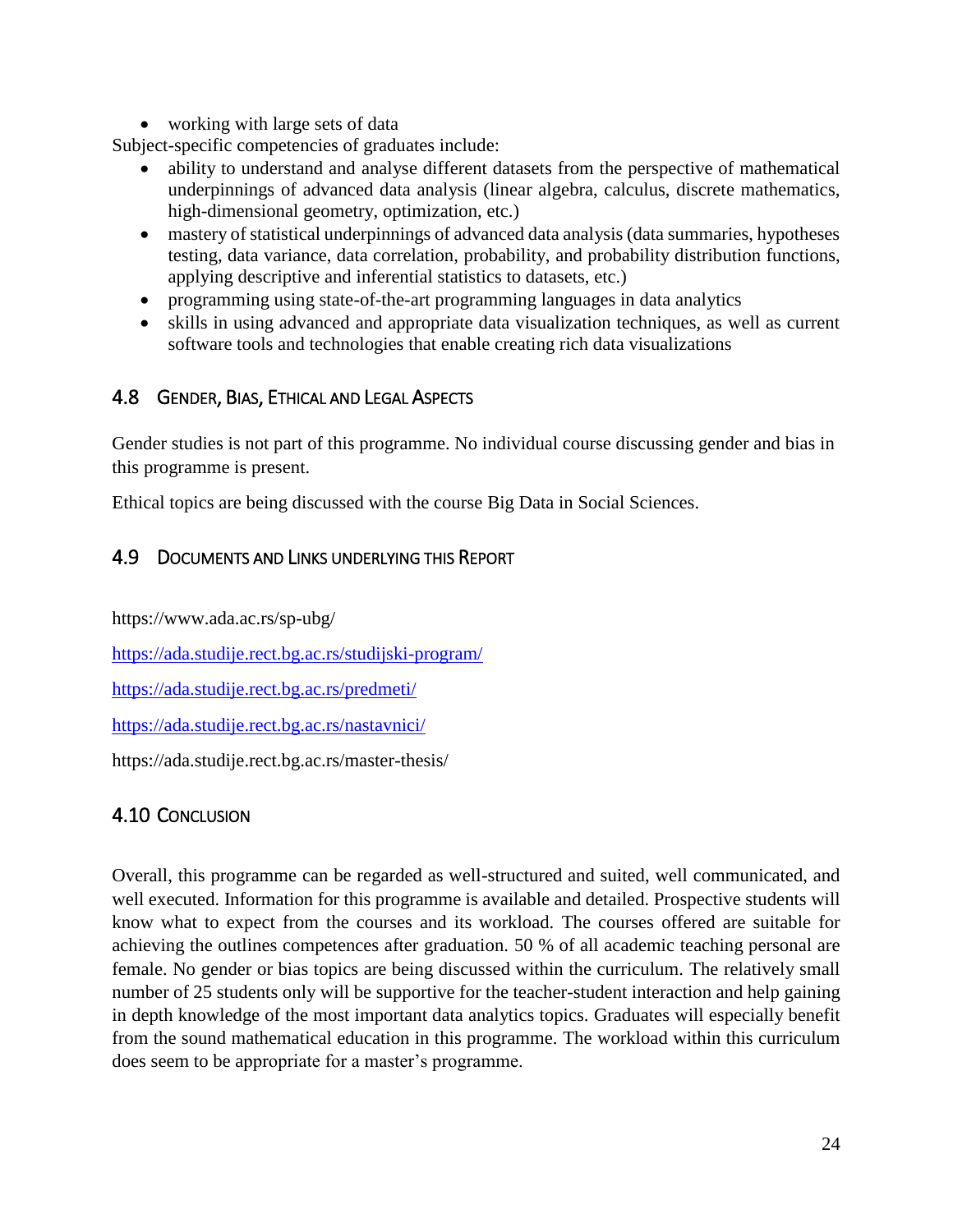- working with large sets of data

Subject-specific competencies of graduates include:

- ability to understand and analyse different datasets from the perspective of mathematical underpinnings of advanced data analysis (linear algebra, calculus, discrete mathematics, high-dimensional geometry, optimization, etc.)
- mastery of statistical underpinnings of advanced data analysis (data summaries, hypotheses testing, data variance, data correlation, probability, and probability distribution functions, applying descriptive and inferential statistics to datasets, etc.)
- programming using state-of-the-art programming languages in data analytics
- skills in using advanced and appropriate data visualization techniques, as well as current software tools and technologies that enable creating rich data visualizations

## 4.8 Gender, Bias, Ethical and Legal Aspects

Gender studies is not part of this programme. No individual course discussing gender and bias in this programme is present.

Ethical topics are being discussed with the course Big Data in Social Sciences.

## 4.9 Documents and Links underlying this Report

https://www.ada.ac.rs/sp-ubg/

https://ada.studije.rect.bg.ac.rs/studijski-program/

https://ada.studije.rect.bg.ac.rs/predmeti/

https://ada.studije.rect.bg.ac.rs/nastavnici/

https://ada.studije.rect.bg.ac.rs/master-thesis/

## 4.10 Conclusion

Overall, this programme can be regarded as well-structured and suited, well communicated, and well executed. Information for this programme is available and detailed. Prospective students will know what to expect from the courses and its workload. The courses offered are suitable for achieving the outlines competences after graduation. 50 % of all academic teaching personal are female. No gender or bias topics are being discussed within the curriculum. The relatively small number of 25 students only will be supportive for the teacher-student interaction and help gaining in depth knowledge of the most important data analytics topics. Graduates will especially benefit from the sound mathematical education in this programme. The workload within this curriculum does seem to be appropriate for a master's programme.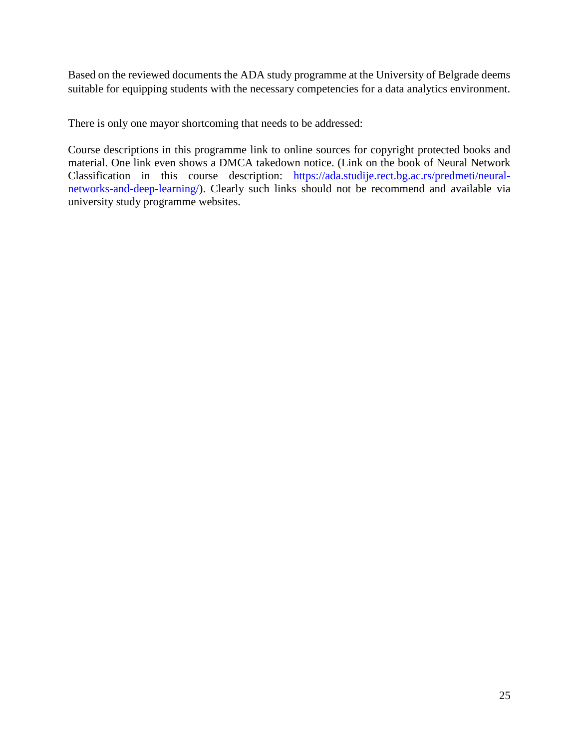Based on the reviewed documents the ADA study programme at the University of Belgrade deems suitable for equipping students with the necessary competencies for a data analytics environment.

There is only one mayor shortcoming that needs to be addressed:

Course descriptions in this programme link to online sources for copyright protected books and material. One link even shows a DMCA takedown notice. (Link on the book of Neural Network Classification in this course description: [https://ada.studije.rect.bg.ac.rs/predmeti/neural-networks-and-deep-learning/](https://ada.studije.rect.bg.ac.rs/predmeti/neural-networks-and-deep-learning/)). Clearly such links should not be recommend and available via university study programme websites.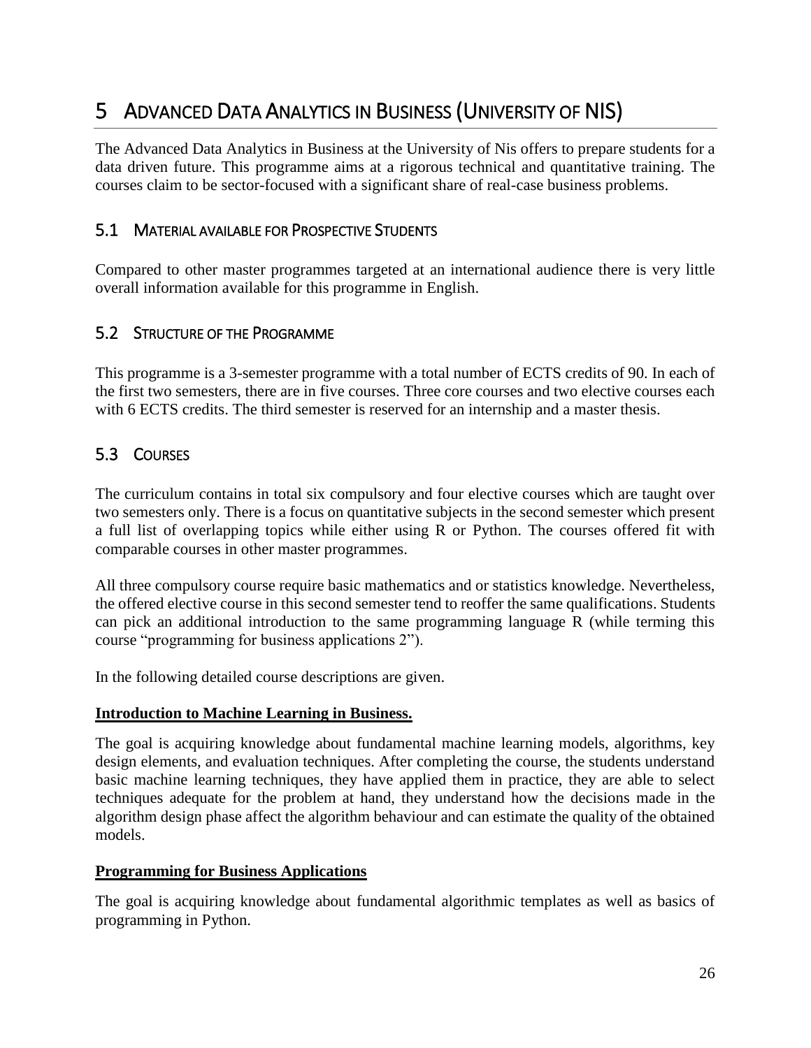# 5 ADVANCED DATA ANALYTICS IN BUSINESS (UNIVERSITY OF NIS)

The Advanced Data Analytics in Business at the University of Nis offers to prepare students for a data driven future. This programme aims at a rigorous technical and quantitative training. The courses claim to be sector-focused with a significant share of real-case business problems.

## 5.1 MATERIAL AVAILABLE FOR PROSPECTIVE STUDENTS

Compared to other master programmes targeted at an international audience there is very little overall information available for this programme in English.

## 5.2 STRUCTURE OF THE PROGRAMME

This programme is a 3-semester programme with a total number of ECTS credits of 90. In each of the first two semesters, there are in five courses. Three core courses and two elective courses each with 6 ECTS credits. The third semester is reserved for an internship and a master thesis.

## 5.3 COURSES

The curriculum contains in total six compulsory and four elective courses which are taught over two semesters only. There is a focus on quantitative subjects in the second semester which present a full list of overlapping topics while either using R or Python. The courses offered fit with comparable courses in other master programmes.

All three compulsory course require basic mathematics and or statistics knowledge. Nevertheless, the offered elective course in this second semester tend to reoffer the same qualifications. Students can pick an additional introduction to the same programming language R (while terming this course "programming for business applications 2").

In the following detailed course descriptions are given.

**Introduction to Machine Learning in Business.**

The goal is acquiring knowledge about fundamental machine learning models, algorithms, key design elements, and evaluation techniques. After completing the course, the students understand basic machine learning techniques, they have applied them in practice, they are able to select techniques adequate for the problem at hand, they understand how the decisions made in the algorithm design phase affect the algorithm behaviour and can estimate the quality of the obtained models.

**Programming for Business Applications**

The goal is acquiring knowledge about fundamental algorithmic templates as well as basics of programming in Python.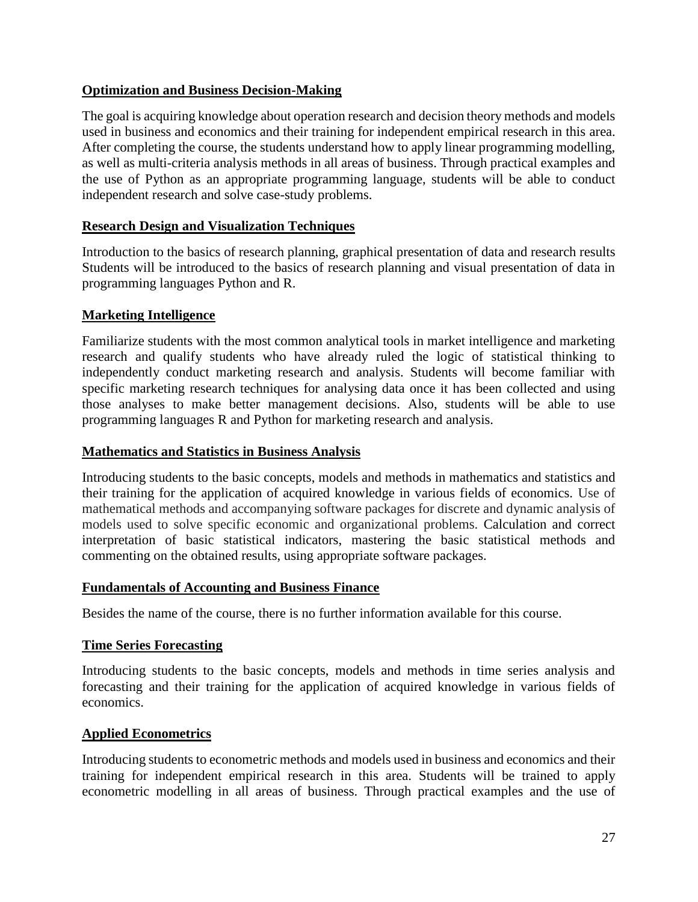**Optimization and Business Decision-Making**

The goal is acquiring knowledge about operation research and decision theory methods and models used in business and economics and their training for independent empirical research in this area. After completing the course, the students understand how to apply linear programming modelling, as well as multi-criteria analysis methods in all areas of business. Through practical examples and the use of Python as an appropriate programming language, students will be able to conduct independent research and solve case-study problems.

**Research Design and Visualization Techniques**

Introduction to the basics of research planning, graphical presentation of data and research results Students will be introduced to the basics of research planning and visual presentation of data in programming languages Python and R.

**Marketing Intelligence**

Familiarize students with the most common analytical tools in market intelligence and marketing research and qualify students who have already ruled the logic of statistical thinking to independently conduct marketing research and analysis. Students will become familiar with specific marketing research techniques for analysing data once it has been collected and using those analyses to make better management decisions. Also, students will be able to use programming languages R and Python for marketing research and analysis.

**Mathematics and Statistics in Business Analysis**

Introducing students to the basic concepts, models and methods in mathematics and statistics and their training for the application of acquired knowledge in various fields of economics. Use of mathematical methods and accompanying software packages for discrete and dynamic analysis of models used to solve specific economic and organizational problems. Calculation and correct interpretation of basic statistical indicators, mastering the basic statistical methods and commenting on the obtained results, using appropriate software packages.

**Fundamentals of Accounting and Business Finance**

Besides the name of the course, there is no further information available for this course.

**Time Series Forecasting**

Introducing students to the basic concepts, models and methods in time series analysis and forecasting and their training for the application of acquired knowledge in various fields of economics.

**Applied Econometrics**

Introducing students to econometric methods and models used in business and economics and their training for independent empirical research in this area. Students will be trained to apply econometric modelling in all areas of business. Through practical examples and the use of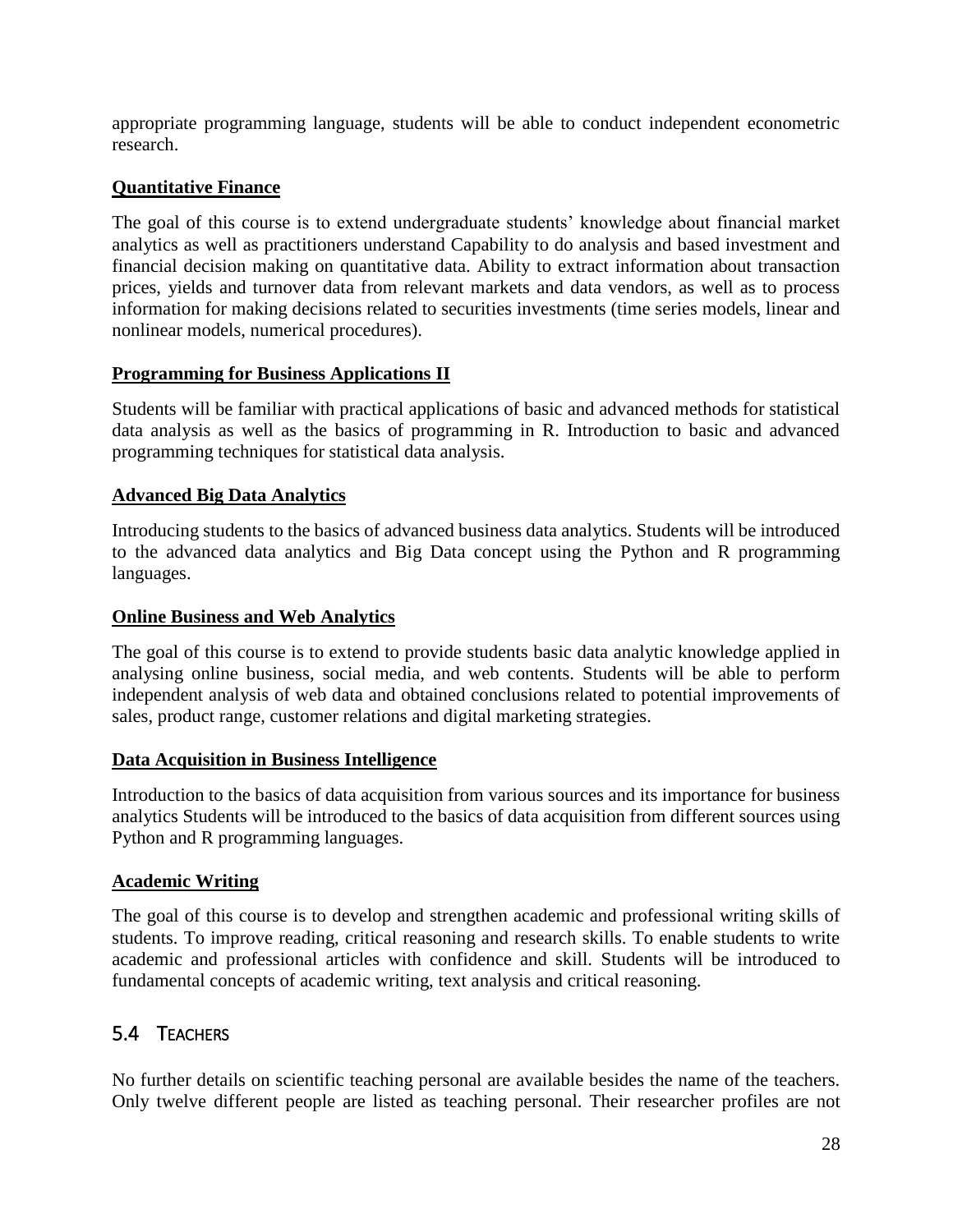appropriate programming language, students will be able to conduct independent econometric research.

**Quantitative Finance**

The goal of this course is to extend undergraduate students' knowledge about financial market analytics as well as practitioners understand Capability to do analysis and based investment and financial decision making on quantitative data. Ability to extract information about transaction prices, yields and turnover data from relevant markets and data vendors, as well as to process information for making decisions related to securities investments (time series models, linear and nonlinear models, numerical procedures).

**Programming for Business Applications II**

Students will be familiar with practical applications of basic and advanced methods for statistical data analysis as well as the basics of programming in R. Introduction to basic and advanced programming techniques for statistical data analysis.

**Advanced Big Data Analytics**

Introducing students to the basics of advanced business data analytics. Students will be introduced to the advanced data analytics and Big Data concept using the Python and R programming languages.

**Online Business and Web Analytics**

The goal of this course is to extend to provide students basic data analytic knowledge applied in analysing online business, social media, and web contents. Students will be able to perform independent analysis of web data and obtained conclusions related to potential improvements of sales, product range, customer relations and digital marketing strategies.

**Data Acquisition in Business Intelligence**

Introduction to the basics of data acquisition from various sources and its importance for business analytics Students will be introduced to the basics of data acquisition from different sources using Python and R programming languages.

**Academic Writing**

The goal of this course is to develop and strengthen academic and professional writing skills of students. To improve reading, critical reasoning and research skills. To enable students to write academic and professional articles with confidence and skill. Students will be introduced to fundamental concepts of academic writing, text analysis and critical reasoning.

## 5.4 Teachers

No further details on scientific teaching personal are available besides the name of the teachers. Only twelve different people are listed as teaching personal. Their researcher profiles are not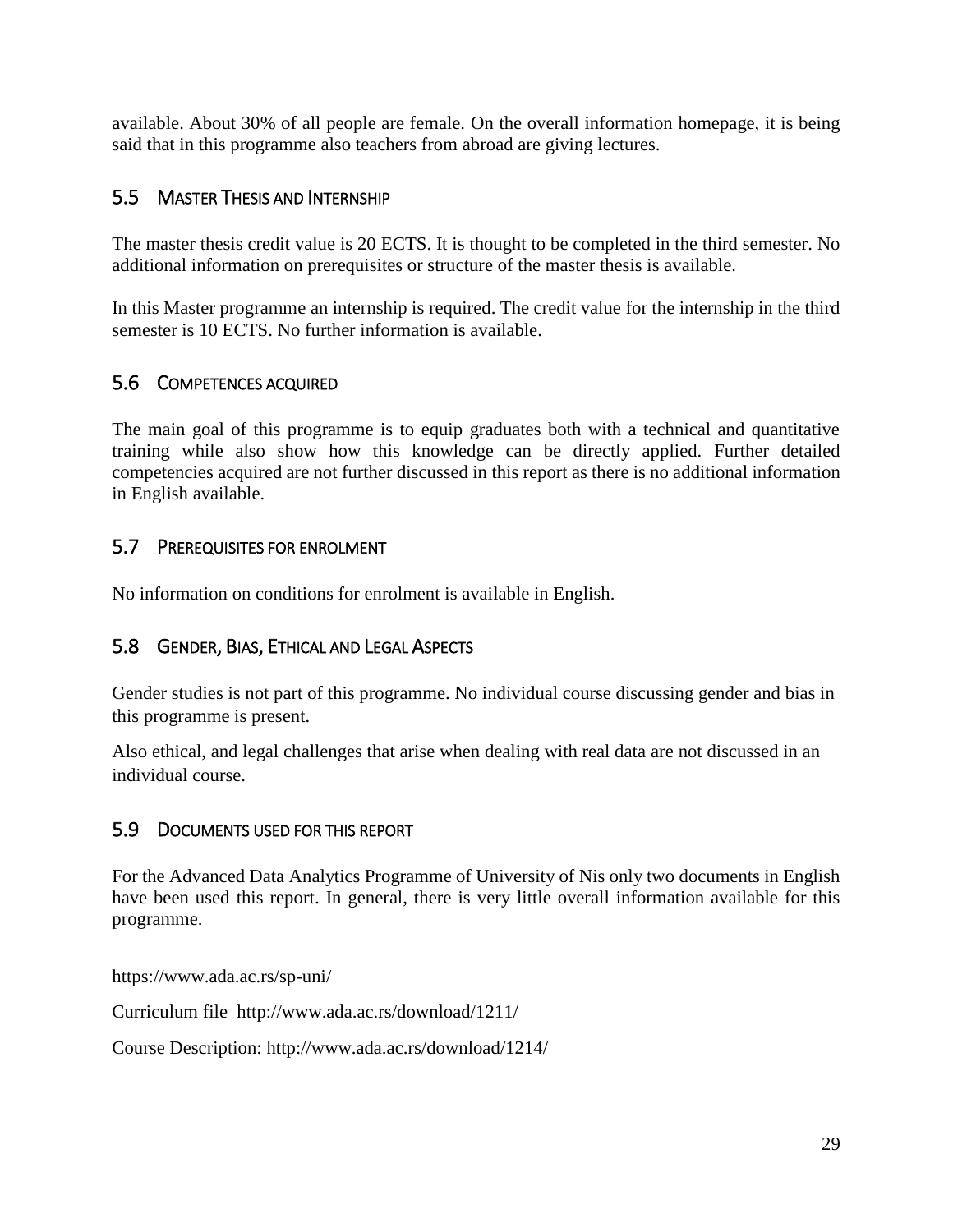available. About 30% of all people are female. On the overall information homepage, it is being said that in this programme also teachers from abroad are giving lectures.

## 5.5 Master Thesis and Internship

The master thesis credit value is 20 ECTS. It is thought to be completed in the third semester. No additional information on prerequisites or structure of the master thesis is available.

In this Master programme an internship is required. The credit value for the internship in the third semester is 10 ECTS. No further information is available.

## 5.6 Competences acquired

The main goal of this programme is to equip graduates both with a technical and quantitative training while also show how this knowledge can be directly applied. Further detailed competencies acquired are not further discussed in this report as there is no additional information in English available.

## 5.7 Prerequisites for enrolment

No information on conditions for enrolment is available in English.

## 5.8 Gender, Bias, Ethical and Legal Aspects

Gender studies is not part of this programme. No individual course discussing gender and bias in this programme is present.

Also ethical, and legal challenges that arise when dealing with real data are not discussed in an individual course.

## 5.9 Documents used for this report

For the Advanced Data Analytics Programme of University of Nis only two documents in English have been used this report. In general, there is very little overall information available for this programme.

https://www.ada.ac.rs/sp-uni/

Curriculum file http://www.ada.ac.rs/download/1211/

Course Description: http://www.ada.ac.rs/download/1214/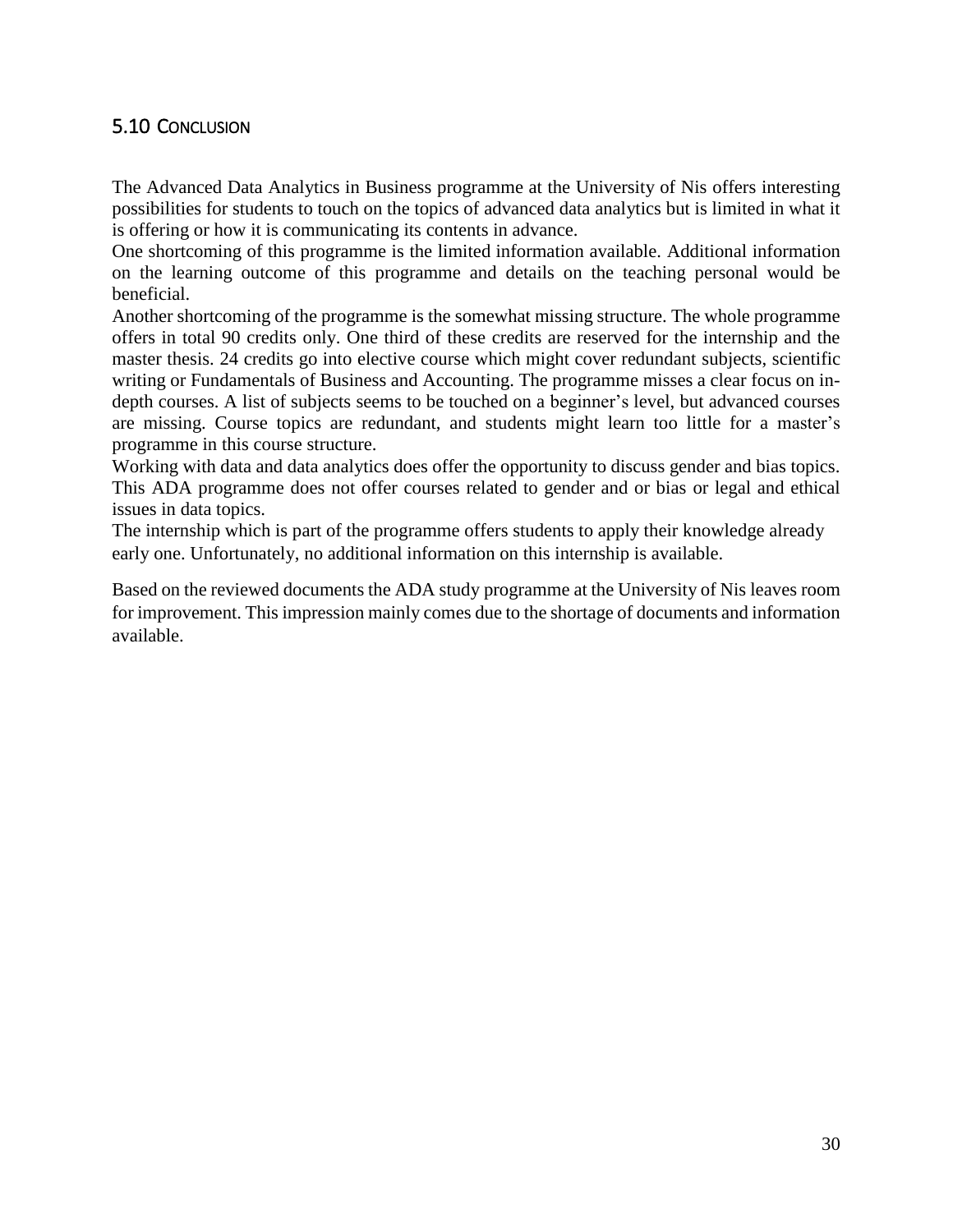## 5.10 Conclusion

The Advanced Data Analytics in Business programme at the University of Nis offers interesting possibilities for students to touch on the topics of advanced data analytics but is limited in what it is offering or how it is communicating its contents in advance.

One shortcoming of this programme is the limited information available. Additional information on the learning outcome of this programme and details on the teaching personal would be beneficial.

Another shortcoming of the programme is the somewhat missing structure. The whole programme offers in total 90 credits only. One third of these credits are reserved for the internship and the master thesis. 24 credits go into elective course which might cover redundant subjects, scientific writing or Fundamentals of Business and Accounting. The programme misses a clear focus on in-depth courses. A list of subjects seems to be touched on a beginner's level, but advanced courses are missing. Course topics are redundant, and students might learn too little for a master's programme in this course structure.

Working with data and data analytics does offer the opportunity to discuss gender and bias topics. This ADA programme does not offer courses related to gender and or bias or legal and ethical issues in data topics.

The internship which is part of the programme offers students to apply their knowledge already early one. Unfortunately, no additional information on this internship is available.

Based on the reviewed documents the ADA study programme at the University of Nis leaves room for improvement. This impression mainly comes due to the shortage of documents and information available.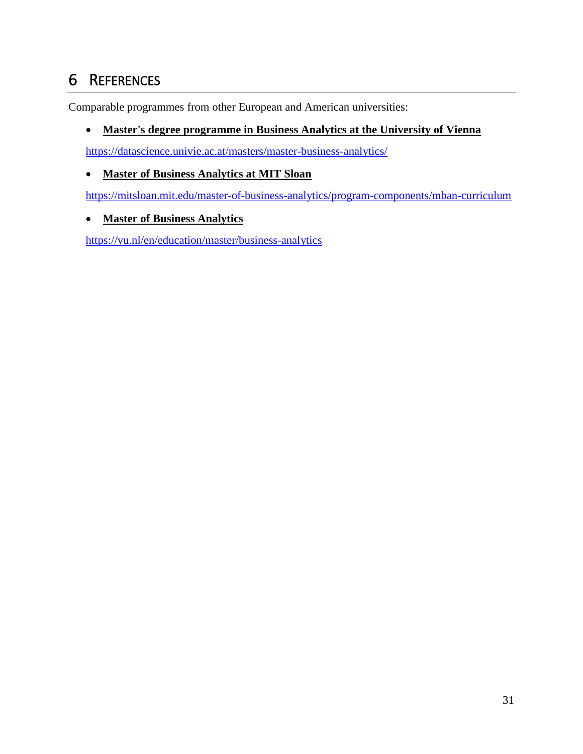# 6 REFERENCES

Comparable programmes from other European and American universities:

- **Master's degree programme in Business Analytics at the University of Vienna**

https://datascience.univie.ac.at/masters/master-business-analytics/

- **Master of Business Analytics at MIT Sloan**

https://mitsloan.mit.edu/master-of-business-analytics/program-components/mban-curriculum

- **Master of Business Analytics**

https://vu.nl/en/education/master/business-analytics